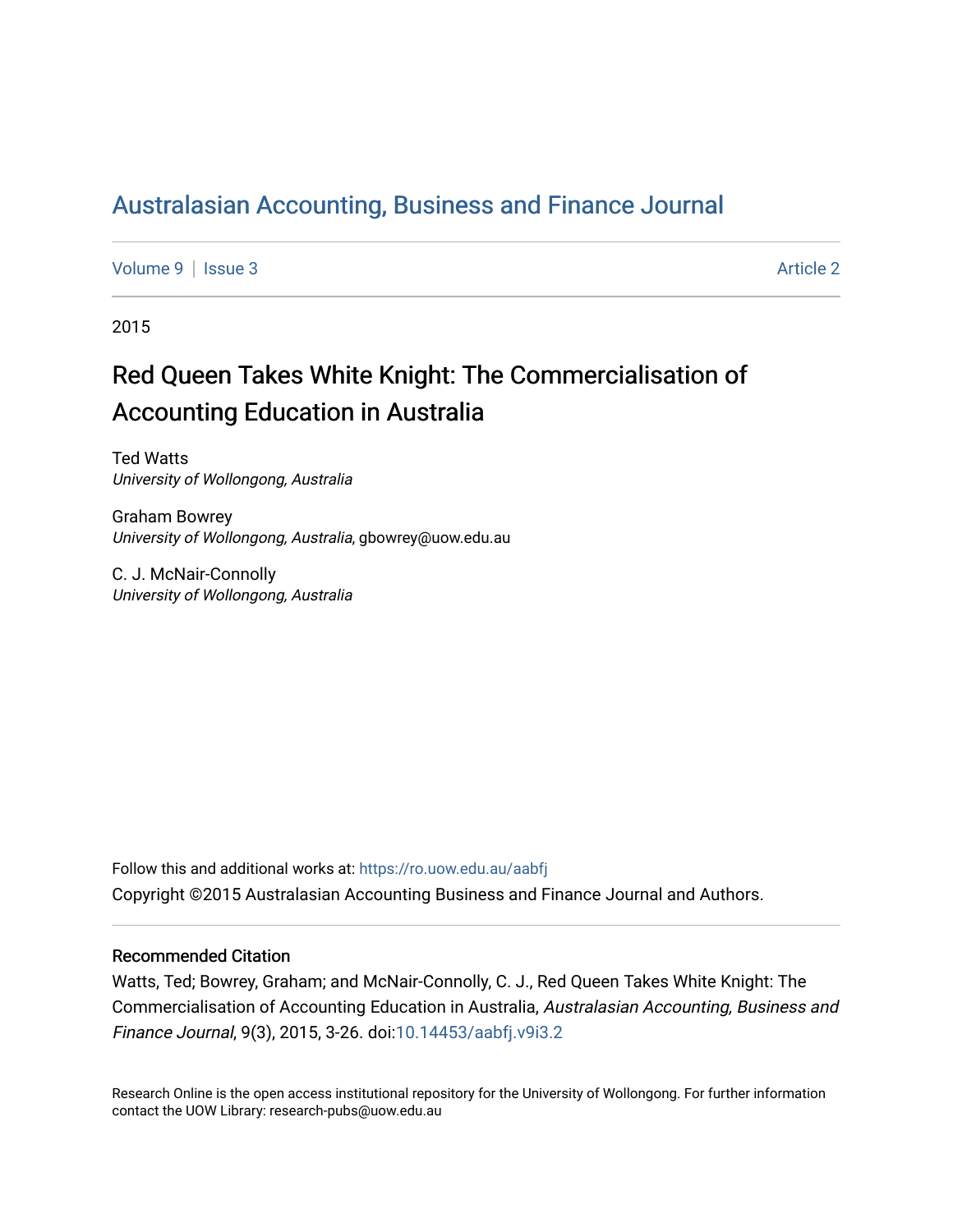# Australasian Accounting, Business and Finance Journal

Volume 9 | Issue 3 Article 2

2015

## Red Queen Takes White Knight: The Commercialisation of Accounting Education in Australia

Ted Watts
*University of Wollongong, Australia*

Graham Bowrey
*University of Wollongong, Australia*, gbowrey@uow.edu.au

C. J. McNair-Connolly
*University of Wollongong, Australia*

Follow this and additional works at: https://ro.uow.edu.au/aabfj

Copyright ©2015 Australasian Accounting Business and Finance Journal and Authors.

### Recommended Citation

Watts, Ted; Bowrey, Graham; and McNair-Connolly, C. J., Red Queen Takes White Knight: The Commercialisation of Accounting Education in Australia, *Australasian Accounting, Business and Finance Journal*, 9(3), 2015, 3-26. doi:10.14453/aabfj.v9i3.2

Research Online is the open access institutional repository for the University of Wollongong. For further information contact the UOW Library: research-pubs@uow.edu.au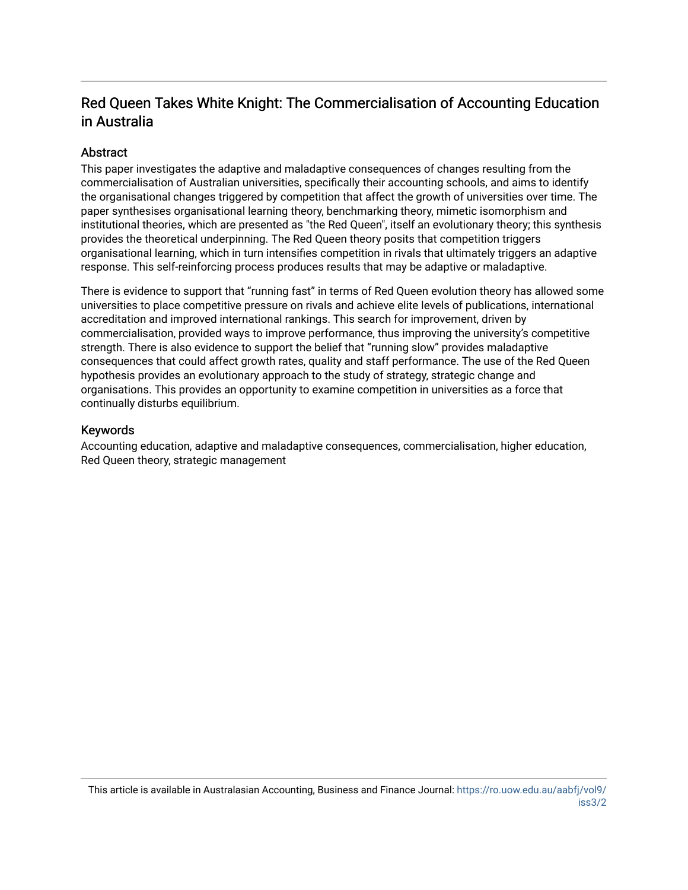# Red Queen Takes White Knight: The Commercialisation of Accounting Education in Australia

## Abstract

This paper investigates the adaptive and maladaptive consequences of changes resulting from the commercialisation of Australian universities, specifically their accounting schools, and aims to identify the organisational changes triggered by competition that affect the growth of universities over time. The paper synthesises organisational learning theory, benchmarking theory, mimetic isomorphism and institutional theories, which are presented as "the Red Queen", itself an evolutionary theory; this synthesis provides the theoretical underpinning. The Red Queen theory posits that competition triggers organisational learning, which in turn intensifies competition in rivals that ultimately triggers an adaptive response. This self-reinforcing process produces results that may be adaptive or maladaptive.

There is evidence to support that "running fast" in terms of Red Queen evolution theory has allowed some universities to place competitive pressure on rivals and achieve elite levels of publications, international accreditation and improved international rankings. This search for improvement, driven by commercialisation, provided ways to improve performance, thus improving the university's competitive strength. There is also evidence to support the belief that "running slow" provides maladaptive consequences that could affect growth rates, quality and staff performance. The use of the Red Queen hypothesis provides an evolutionary approach to the study of strategy, strategic change and organisations. This provides an opportunity to examine competition in universities as a force that continually disturbs equilibrium.

## Keywords

Accounting education, adaptive and maladaptive consequences, commercialisation, higher education, Red Queen theory, strategic management

This article is available in Australasian Accounting, Business and Finance Journal: https://ro.uow.edu.au/aabfj/vol9/iss3/2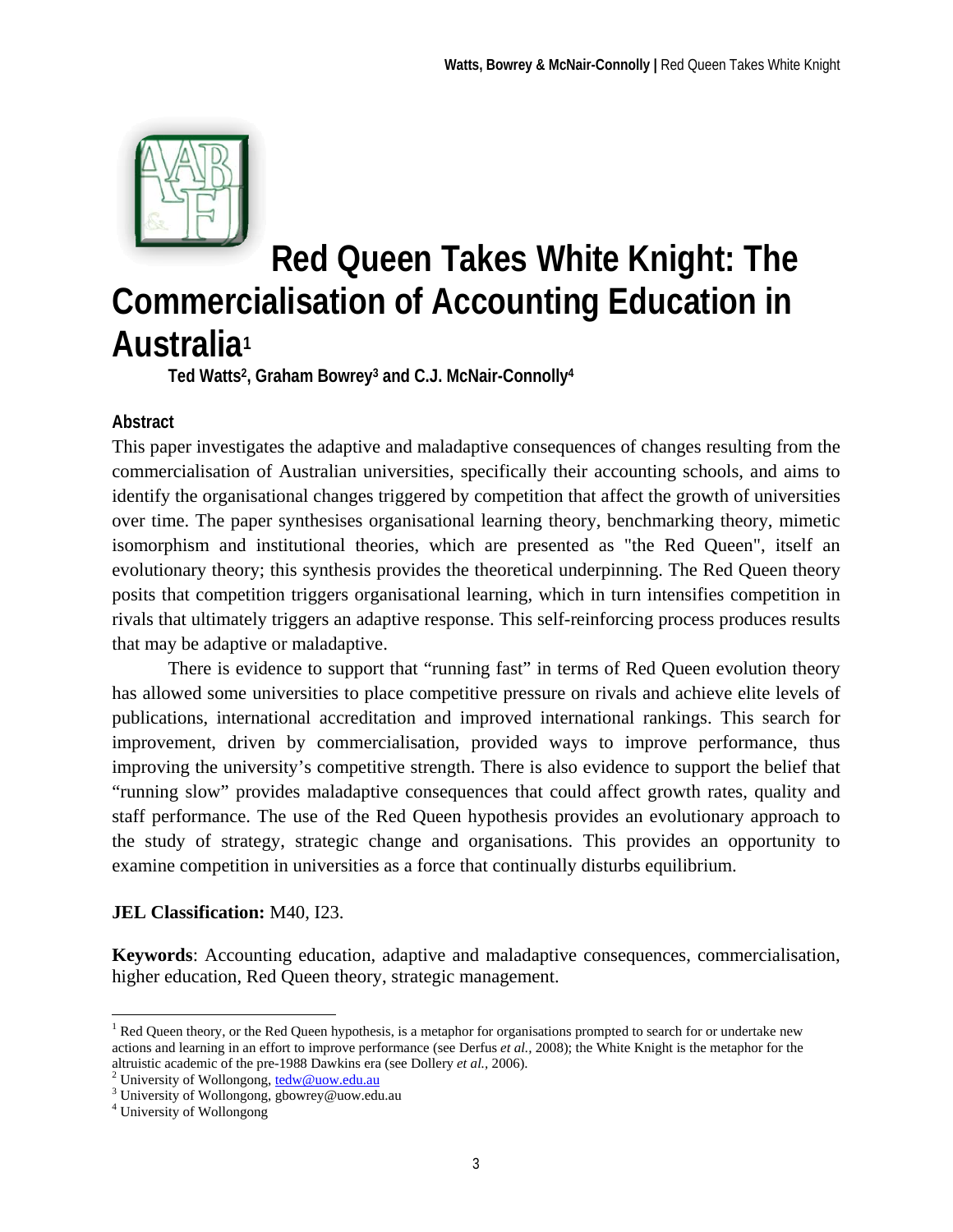# Red Queen Takes White Knight: The Commercialisation of Accounting Education in Australia[1]

**Ted Watts[2], Graham Bowrey[3] and C.J. McNair-Connolly[4]**

## Abstract

This paper investigates the adaptive and maladaptive consequences of changes resulting from the commercialisation of Australian universities, specifically their accounting schools, and aims to identify the organisational changes triggered by competition that affect the growth of universities over time. The paper synthesises organisational learning theory, benchmarking theory, mimetic isomorphism and institutional theories, which are presented as "the Red Queen", itself an evolutionary theory; this synthesis provides the theoretical underpinning. The Red Queen theory posits that competition triggers organisational learning, which in turn intensifies competition in rivals that ultimately triggers an adaptive response. This self-reinforcing process produces results that may be adaptive or maladaptive.

There is evidence to support that "running fast" in terms of Red Queen evolution theory has allowed some universities to place competitive pressure on rivals and achieve elite levels of publications, international accreditation and improved international rankings. This search for improvement, driven by commercialisation, provided ways to improve performance, thus improving the university's competitive strength. There is also evidence to support the belief that "running slow" provides maladaptive consequences that could affect growth rates, quality and staff performance. The use of the Red Queen hypothesis provides an evolutionary approach to the study of strategy, strategic change and organisations. This provides an opportunity to examine competition in universities as a force that continually disturbs equilibrium.

**JEL Classification:** M40, I23.

**Keywords**: Accounting education, adaptive and maladaptive consequences, commercialisation, higher education, Red Queen theory, strategic management.

---

[1] Red Queen theory, or the Red Queen hypothesis, is a metaphor for organisations prompted to search for or undertake new actions and learning in an effort to improve performance (see Derfus *et al.*, 2008); the White Knight is the metaphor for the altruistic academic of the pre-1988 Dawkins era (see Dollery *et al.*, 2006).

[2] University of Wollongong, tedw@uow.edu.au

[3] University of Wollongong, gbowrey@uow.edu.au

[4] University of Wollongong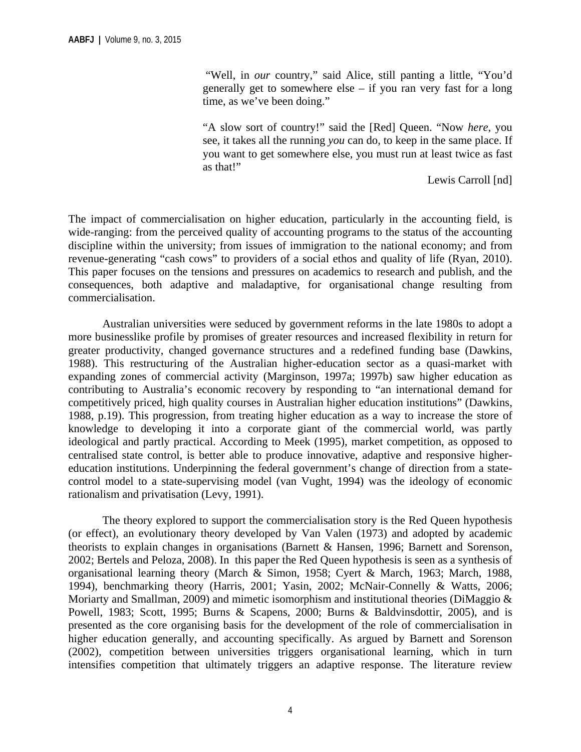> "Well, in *our* country," said Alice, still panting a little, "You'd generally get to somewhere else – if you ran very fast for a long time, as we've been doing."
>
> "A slow sort of country!" said the [Red] Queen. "Now *here*, you see, it takes all the running *you* can do, to keep in the same place. If you want to get somewhere else, you must run at least twice as fast as that!"
>
> Lewis Carroll [nd]

The impact of commercialisation on higher education, particularly in the accounting field, is wide-ranging: from the perceived quality of accounting programs to the status of the accounting discipline within the university; from issues of immigration to the national economy; and from revenue-generating "cash cows" to providers of a social ethos and quality of life (Ryan, 2010). This paper focuses on the tensions and pressures on academics to research and publish, and the consequences, both adaptive and maladaptive, for organisational change resulting from commercialisation.

Australian universities were seduced by government reforms in the late 1980s to adopt a more businesslike profile by promises of greater resources and increased flexibility in return for greater productivity, changed governance structures and a redefined funding base (Dawkins, 1988). This restructuring of the Australian higher-education sector as a quasi-market with expanding zones of commercial activity (Marginson, 1997a; 1997b) saw higher education as contributing to Australia's economic recovery by responding to "an international demand for competitively priced, high quality courses in Australian higher education institutions" (Dawkins, 1988, p.19). This progression, from treating higher education as a way to increase the store of knowledge to developing it into a corporate giant of the commercial world, was partly ideological and partly practical. According to Meek (1995), market competition, as opposed to centralised state control, is better able to produce innovative, adaptive and responsive higher-education institutions. Underpinning the federal government's change of direction from a state-control model to a state-supervising model (van Vught, 1994) was the ideology of economic rationalism and privatisation (Levy, 1991).

The theory explored to support the commercialisation story is the Red Queen hypothesis (or effect), an evolutionary theory developed by Van Valen (1973) and adopted by academic theorists to explain changes in organisations (Barnett & Hansen, 1996; Barnett and Sorenson, 2002; Bertels and Peloza, 2008). In this paper the Red Queen hypothesis is seen as a synthesis of organisational learning theory (March & Simon, 1958; Cyert & March, 1963; March, 1988, 1994), benchmarking theory (Harris, 2001; Yasin, 2002; McNair-Connelly & Watts, 2006; Moriarty and Smallman, 2009) and mimetic isomorphism and institutional theories (DiMaggio & Powell, 1983; Scott, 1995; Burns & Scapens, 2000; Burns & Baldvinsdottir, 2005), and is presented as the core organising basis for the development of the role of commercialisation in higher education generally, and accounting specifically. As argued by Barnett and Sorenson (2002), competition between universities triggers organisational learning, which in turn intensifies competition that ultimately triggers an adaptive response. The literature review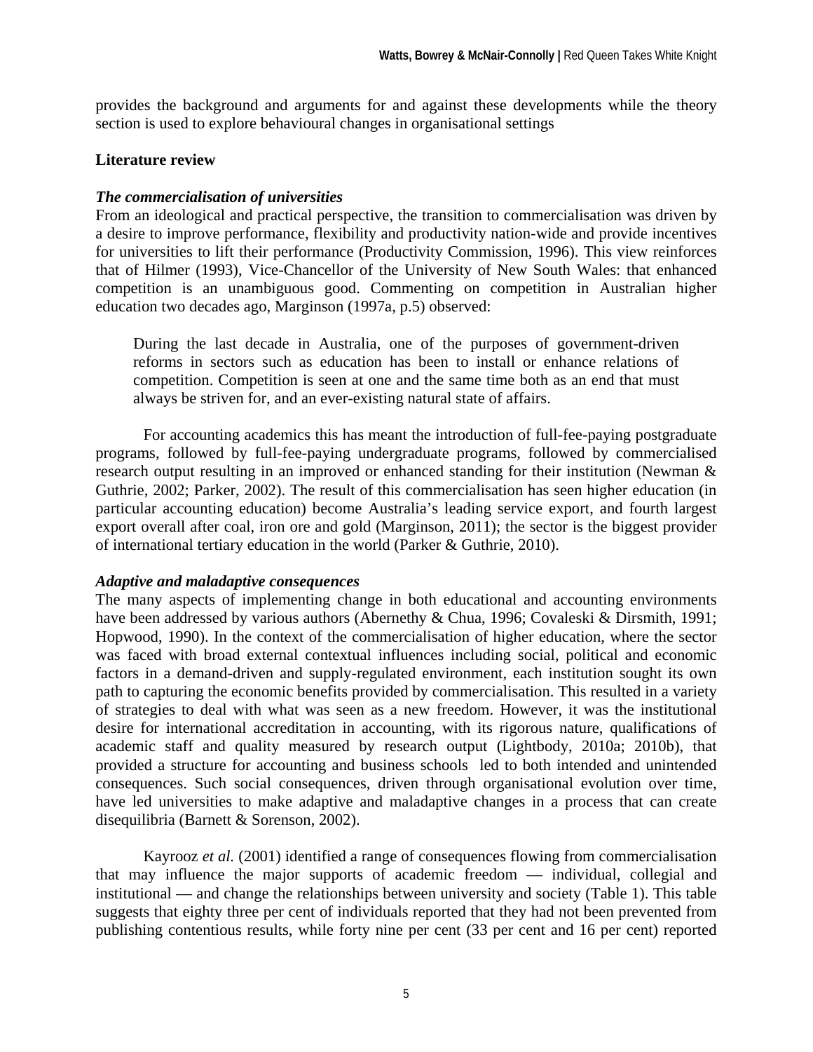provides the background and arguments for and against these developments while the theory section is used to explore behavioural changes in organisational settings

## Literature review

### *The commercialisation of universities*

From an ideological and practical perspective, the transition to commercialisation was driven by a desire to improve performance, flexibility and productivity nation-wide and provide incentives for universities to lift their performance (Productivity Commission, 1996). This view reinforces that of Hilmer (1993), Vice-Chancellor of the University of New South Wales: that enhanced competition is an unambiguous good. Commenting on competition in Australian higher education two decades ago, Marginson (1997a, p.5) observed:

> During the last decade in Australia, one of the purposes of government-driven reforms in sectors such as education has been to install or enhance relations of competition. Competition is seen at one and the same time both as an end that must always be striven for, and an ever-existing natural state of affairs.

For accounting academics this has meant the introduction of full-fee-paying postgraduate programs, followed by full-fee-paying undergraduate programs, followed by commercialised research output resulting in an improved or enhanced standing for their institution (Newman & Guthrie, 2002; Parker, 2002). The result of this commercialisation has seen higher education (in particular accounting education) become Australia's leading service export, and fourth largest export overall after coal, iron ore and gold (Marginson, 2011); the sector is the biggest provider of international tertiary education in the world (Parker & Guthrie, 2010).

### *Adaptive and maladaptive consequences*

The many aspects of implementing change in both educational and accounting environments have been addressed by various authors (Abernethy & Chua, 1996; Covaleski & Dirsmith, 1991; Hopwood, 1990). In the context of the commercialisation of higher education, where the sector was faced with broad external contextual influences including social, political and economic factors in a demand-driven and supply-regulated environment, each institution sought its own path to capturing the economic benefits provided by commercialisation. This resulted in a variety of strategies to deal with what was seen as a new freedom. However, it was the institutional desire for international accreditation in accounting, with its rigorous nature, qualifications of academic staff and quality measured by research output (Lightbody, 2010a; 2010b), that provided a structure for accounting and business schools led to both intended and unintended consequences. Such social consequences, driven through organisational evolution over time, have led universities to make adaptive and maladaptive changes in a process that can create disequilibria (Barnett & Sorenson, 2002).

Kayrooz *et al.* (2001) identified a range of consequences flowing from commercialisation that may influence the major supports of academic freedom — individual, collegial and institutional — and change the relationships between university and society (Table 1). This table suggests that eighty three per cent of individuals reported that they had not been prevented from publishing contentious results, while forty nine per cent (33 per cent and 16 per cent) reported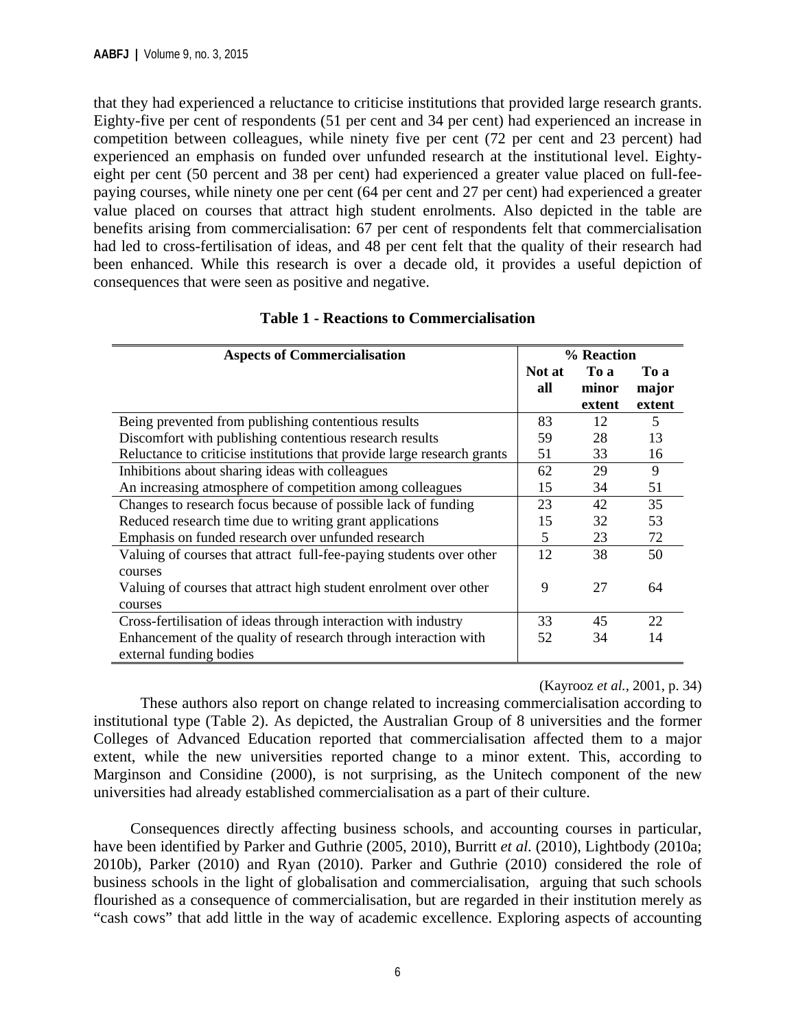that they had experienced a reluctance to criticise institutions that provided large research grants. Eighty-five per cent of respondents (51 per cent and 34 per cent) had experienced an increase in competition between colleagues, while ninety five per cent (72 per cent and 23 percent) had experienced an emphasis on funded over unfunded research at the institutional level. Eighty-eight per cent (50 percent and 38 per cent) had experienced a greater value placed on full-fee-paying courses, while ninety one per cent (64 per cent and 27 per cent) had experienced a greater value placed on courses that attract high student enrolments. Also depicted in the table are benefits arising from commercialisation: 67 per cent of respondents felt that commercialisation had led to cross-fertilisation of ideas, and 48 per cent felt that the quality of their research had been enhanced. While this research is over a decade old, it provides a useful depiction of consequences that were seen as positive and negative.

**Table 1 - Reactions to Commercialisation**

| Aspects of Commercialisation | % Reaction | | |
|---|---|---|---|
| | Not at all | To a minor extent | To a major extent |
| Being prevented from publishing contentious results | 83 | 12 | 5 |
| Discomfort with publishing contentious research results | 59 | 28 | 13 |
| Reluctance to criticise institutions that provide large research grants | 51 | 33 | 16 |
| Inhibitions about sharing ideas with colleagues | 62 | 29 | 9 |
| An increasing atmosphere of competition among colleagues | 15 | 34 | 51 |
| Changes to research focus because of possible lack of funding | 23 | 42 | 35 |
| Reduced research time due to writing grant applications | 15 | 32 | 53 |
| Emphasis on funded research over unfunded research | 5 | 23 | 72 |
| Valuing of courses that attract full-fee-paying students over other courses | 12 | 38 | 50 |
| Valuing of courses that attract high student enrolment over other courses | 9 | 27 | 64 |
| Cross-fertilisation of ideas through interaction with industry | 33 | 45 | 22 |
| Enhancement of the quality of research through interaction with external funding bodies | 52 | 34 | 14 |

(Kayrooz *et al.*, 2001, p. 34)

These authors also report on change related to increasing commercialisation according to institutional type (Table 2). As depicted, the Australian Group of 8 universities and the former Colleges of Advanced Education reported that commercialisation affected them to a major extent, while the new universities reported change to a minor extent. This, according to Marginson and Considine (2000), is not surprising, as the Unitech component of the new universities had already established commercialisation as a part of their culture.

Consequences directly affecting business schools, and accounting courses in particular, have been identified by Parker and Guthrie (2005, 2010), Burritt *et al.* (2010), Lightbody (2010a; 2010b), Parker (2010) and Ryan (2010). Parker and Guthrie (2010) considered the role of business schools in the light of globalisation and commercialisation, arguing that such schools flourished as a consequence of commercialisation, but are regarded in their institution merely as "cash cows" that add little in the way of academic excellence. Exploring aspects of accounting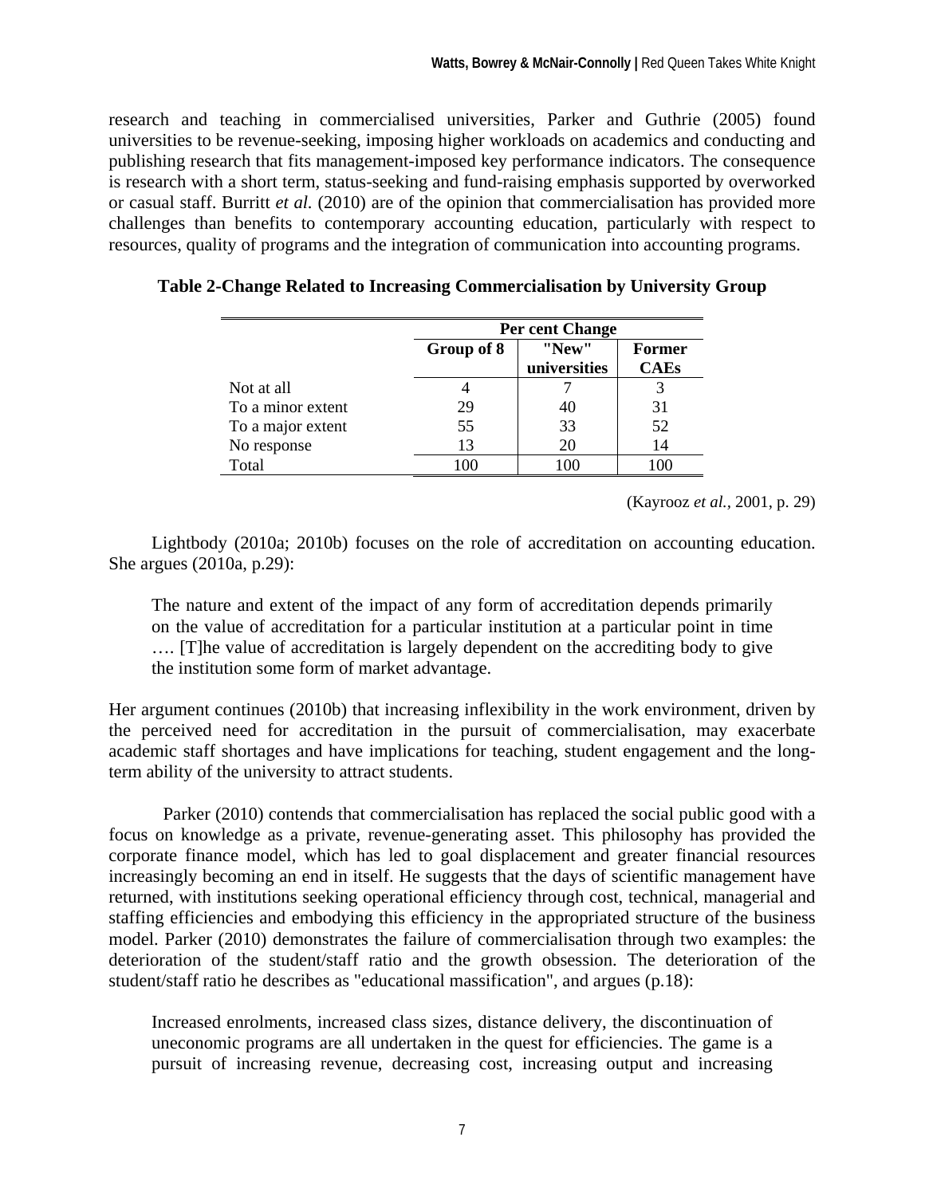research and teaching in commercialised universities, Parker and Guthrie (2005) found universities to be revenue-seeking, imposing higher workloads on academics and conducting and publishing research that fits management-imposed key performance indicators. The consequence is research with a short term, status-seeking and fund-raising emphasis supported by overworked or casual staff. Burritt *et al.* (2010) are of the opinion that commercialisation has provided more challenges than benefits to contemporary accounting education, particularly with respect to resources, quality of programs and the integration of communication into accounting programs.

**Table 2-Change Related to Increasing Commercialisation by University Group**

| | **Per cent Change** | | |
|---|---|---|---|
| | **Group of 8** | **"New" universities** | **Former CAEs** |
| Not at all | 4 | 7 | 3 |
| To a minor extent | 29 | 40 | 31 |
| To a major extent | 55 | 33 | 52 |
| No response | 13 | 20 | 14 |
| Total | 100 | 100 | 100 |

(Kayrooz *et al.,* 2001, p. 29)

Lightbody (2010a; 2010b) focuses on the role of accreditation on accounting education. She argues (2010a, p.29):

> The nature and extent of the impact of any form of accreditation depends primarily on the value of accreditation for a particular institution at a particular point in time …. [T]he value of accreditation is largely dependent on the accrediting body to give the institution some form of market advantage.

Her argument continues (2010b) that increasing inflexibility in the work environment, driven by the perceived need for accreditation in the pursuit of commercialisation, may exacerbate academic staff shortages and have implications for teaching, student engagement and the long-term ability of the university to attract students.

Parker (2010) contends that commercialisation has replaced the social public good with a focus on knowledge as a private, revenue-generating asset. This philosophy has provided the corporate finance model, which has led to goal displacement and greater financial resources increasingly becoming an end in itself. He suggests that the days of scientific management have returned, with institutions seeking operational efficiency through cost, technical, managerial and staffing efficiencies and embodying this efficiency in the appropriated structure of the business model. Parker (2010) demonstrates the failure of commercialisation through two examples: the deterioration of the student/staff ratio and the growth obsession. The deterioration of the student/staff ratio he describes as "educational massification", and argues (p.18):

> Increased enrolments, increased class sizes, distance delivery, the discontinuation of uneconomic programs are all undertaken in the quest for efficiencies. The game is a pursuit of increasing revenue, decreasing cost, increasing output and increasing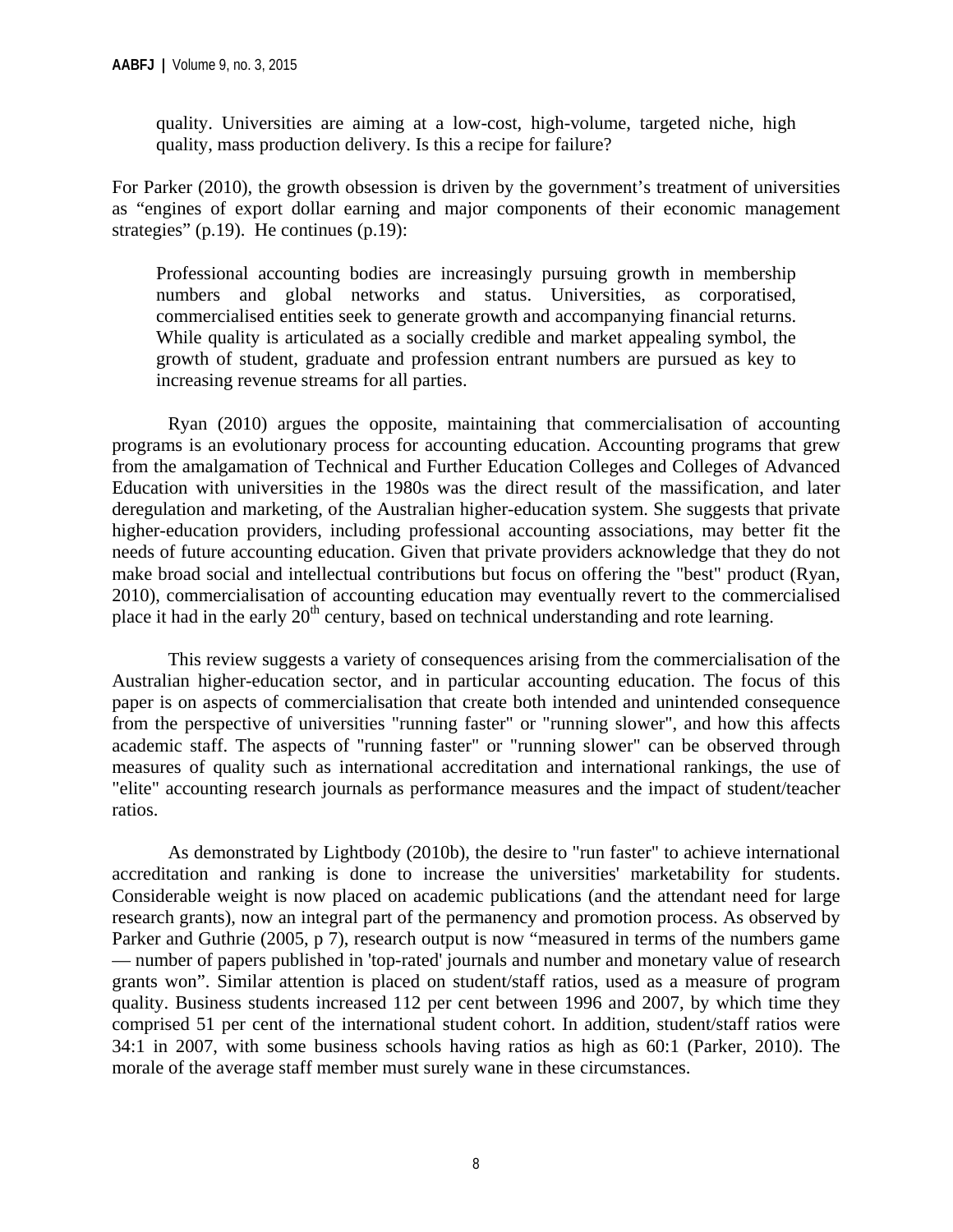> quality. Universities are aiming at a low-cost, high-volume, targeted niche, high quality, mass production delivery. Is this a recipe for failure?

For Parker (2010), the growth obsession is driven by the government's treatment of universities as "engines of export dollar earning and major components of their economic management strategies" (p.19). He continues (p.19):

> Professional accounting bodies are increasingly pursuing growth in membership numbers and global networks and status. Universities, as corporatised, commercialised entities seek to generate growth and accompanying financial returns. While quality is articulated as a socially credible and market appealing symbol, the growth of student, graduate and profession entrant numbers are pursued as key to increasing revenue streams for all parties.

Ryan (2010) argues the opposite, maintaining that commercialisation of accounting programs is an evolutionary process for accounting education. Accounting programs that grew from the amalgamation of Technical and Further Education Colleges and Colleges of Advanced Education with universities in the 1980s was the direct result of the massification, and later deregulation and marketing, of the Australian higher-education system. She suggests that private higher-education providers, including professional accounting associations, may better fit the needs of future accounting education. Given that private providers acknowledge that they do not make broad social and intellectual contributions but focus on offering the "best" product (Ryan, 2010), commercialisation of accounting education may eventually revert to the commercialised place it had in the early 20th century, based on technical understanding and rote learning.

This review suggests a variety of consequences arising from the commercialisation of the Australian higher-education sector, and in particular accounting education. The focus of this paper is on aspects of commercialisation that create both intended and unintended consequence from the perspective of universities "running faster" or "running slower", and how this affects academic staff. The aspects of "running faster" or "running slower" can be observed through measures of quality such as international accreditation and international rankings, the use of "elite" accounting research journals as performance measures and the impact of student/teacher ratios.

As demonstrated by Lightbody (2010b), the desire to "run faster" to achieve international accreditation and ranking is done to increase the universities' marketability for students. Considerable weight is now placed on academic publications (and the attendant need for large research grants), now an integral part of the permanency and promotion process. As observed by Parker and Guthrie (2005, p 7), research output is now "measured in terms of the numbers game — number of papers published in 'top-rated' journals and number and monetary value of research grants won". Similar attention is placed on student/staff ratios, used as a measure of program quality. Business students increased 112 per cent between 1996 and 2007, by which time they comprised 51 per cent of the international student cohort. In addition, student/staff ratios were 34:1 in 2007, with some business schools having ratios as high as 60:1 (Parker, 2010). The morale of the average staff member must surely wane in these circumstances.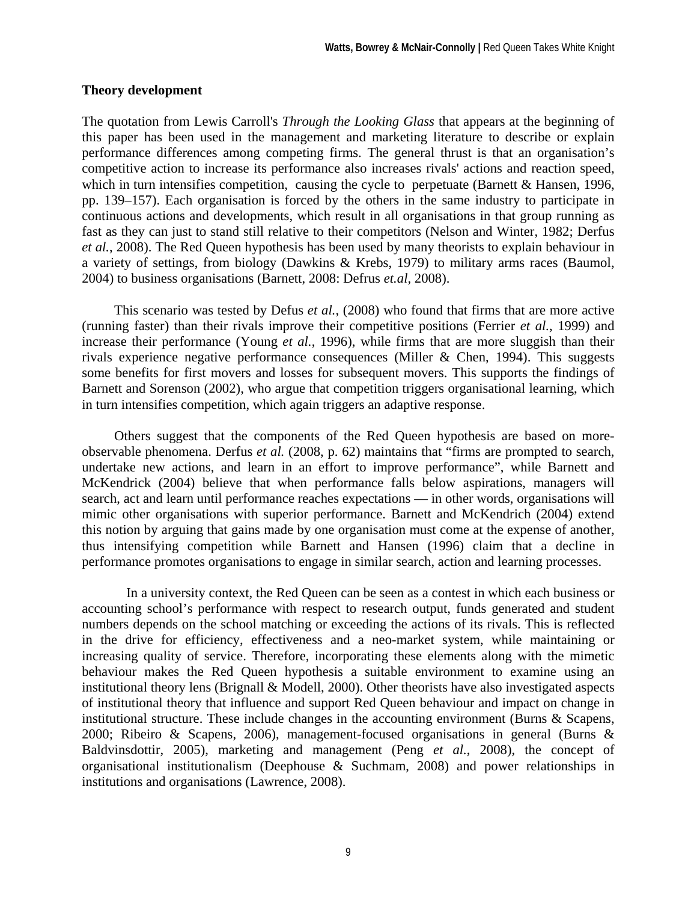### Theory development

The quotation from Lewis Carroll's *Through the Looking Glass* that appears at the beginning of this paper has been used in the management and marketing literature to describe or explain performance differences among competing firms. The general thrust is that an organisation's competitive action to increase its performance also increases rivals' actions and reaction speed, which in turn intensifies competition, causing the cycle to perpetuate (Barnett & Hansen, 1996, pp. 139–157). Each organisation is forced by the others in the same industry to participate in continuous actions and developments, which result in all organisations in that group running as fast as they can just to stand still relative to their competitors (Nelson and Winter, 1982; Derfus *et al.*, 2008). The Red Queen hypothesis has been used by many theorists to explain behaviour in a variety of settings, from biology (Dawkins & Krebs, 1979) to military arms races (Baumol, 2004) to business organisations (Barnett, 2008: Defrus *et.al*, 2008).

This scenario was tested by Defus *et al.*, (2008) who found that firms that are more active (running faster) than their rivals improve their competitive positions (Ferrier *et al.*, 1999) and increase their performance (Young *et al.*, 1996), while firms that are more sluggish than their rivals experience negative performance consequences (Miller & Chen, 1994). This suggests some benefits for first movers and losses for subsequent movers. This supports the findings of Barnett and Sorenson (2002), who argue that competition triggers organisational learning, which in turn intensifies competition, which again triggers an adaptive response.

Others suggest that the components of the Red Queen hypothesis are based on more-observable phenomena. Derfus *et al.* (2008, p. 62) maintains that "firms are prompted to search, undertake new actions, and learn in an effort to improve performance", while Barnett and McKendrick (2004) believe that when performance falls below aspirations, managers will search, act and learn until performance reaches expectations — in other words, organisations will mimic other organisations with superior performance. Barnett and McKendrich (2004) extend this notion by arguing that gains made by one organisation must come at the expense of another, thus intensifying competition while Barnett and Hansen (1996) claim that a decline in performance promotes organisations to engage in similar search, action and learning processes.

In a university context, the Red Queen can be seen as a contest in which each business or accounting school's performance with respect to research output, funds generated and student numbers depends on the school matching or exceeding the actions of its rivals. This is reflected in the drive for efficiency, effectiveness and a neo-market system, while maintaining or increasing quality of service. Therefore, incorporating these elements along with the mimetic behaviour makes the Red Queen hypothesis a suitable environment to examine using an institutional theory lens (Brignall & Modell, 2000). Other theorists have also investigated aspects of institutional theory that influence and support Red Queen behaviour and impact on change in institutional structure. These include changes in the accounting environment (Burns & Scapens, 2000; Ribeiro & Scapens, 2006), management-focused organisations in general (Burns & Baldvinsdottir, 2005), marketing and management (Peng *et al.*, 2008), the concept of organisational institutionalism (Deephouse & Suchmam, 2008) and power relationships in institutions and organisations (Lawrence, 2008).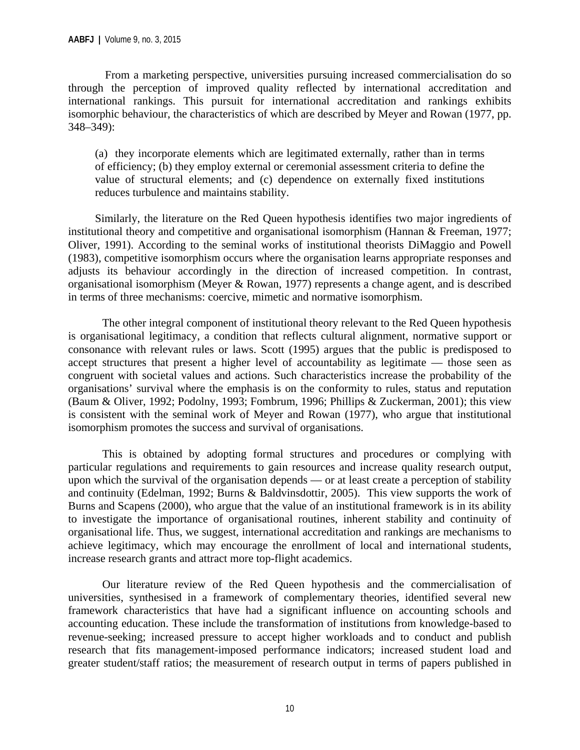From a marketing perspective, universities pursuing increased commercialisation do so through the perception of improved quality reflected by international accreditation and international rankings. This pursuit for international accreditation and rankings exhibits isomorphic behaviour, the characteristics of which are described by Meyer and Rowan (1977, pp. 348–349):

> (a) they incorporate elements which are legitimated externally, rather than in terms of efficiency; (b) they employ external or ceremonial assessment criteria to define the value of structural elements; and (c) dependence on externally fixed institutions reduces turbulence and maintains stability.

Similarly, the literature on the Red Queen hypothesis identifies two major ingredients of institutional theory and competitive and organisational isomorphism (Hannan & Freeman, 1977; Oliver, 1991). According to the seminal works of institutional theorists DiMaggio and Powell (1983), competitive isomorphism occurs where the organisation learns appropriate responses and adjusts its behaviour accordingly in the direction of increased competition. In contrast, organisational isomorphism (Meyer & Rowan, 1977) represents a change agent, and is described in terms of three mechanisms: coercive, mimetic and normative isomorphism.

The other integral component of institutional theory relevant to the Red Queen hypothesis is organisational legitimacy, a condition that reflects cultural alignment, normative support or consonance with relevant rules or laws. Scott (1995) argues that the public is predisposed to accept structures that present a higher level of accountability as legitimate — those seen as congruent with societal values and actions. Such characteristics increase the probability of the organisations' survival where the emphasis is on the conformity to rules, status and reputation (Baum & Oliver, 1992; Podolny, 1993; Fombrum, 1996; Phillips & Zuckerman, 2001); this view is consistent with the seminal work of Meyer and Rowan (1977), who argue that institutional isomorphism promotes the success and survival of organisations.

This is obtained by adopting formal structures and procedures or complying with particular regulations and requirements to gain resources and increase quality research output, upon which the survival of the organisation depends — or at least create a perception of stability and continuity (Edelman, 1992; Burns & Baldvinsdottir, 2005). This view supports the work of Burns and Scapens (2000), who argue that the value of an institutional framework is in its ability to investigate the importance of organisational routines, inherent stability and continuity of organisational life. Thus, we suggest, international accreditation and rankings are mechanisms to achieve legitimacy, which may encourage the enrollment of local and international students, increase research grants and attract more top-flight academics.

Our literature review of the Red Queen hypothesis and the commercialisation of universities, synthesised in a framework of complementary theories, identified several new framework characteristics that have had a significant influence on accounting schools and accounting education. These include the transformation of institutions from knowledge-based to revenue-seeking; increased pressure to accept higher workloads and to conduct and publish research that fits management-imposed performance indicators; increased student load and greater student/staff ratios; the measurement of research output in terms of papers published in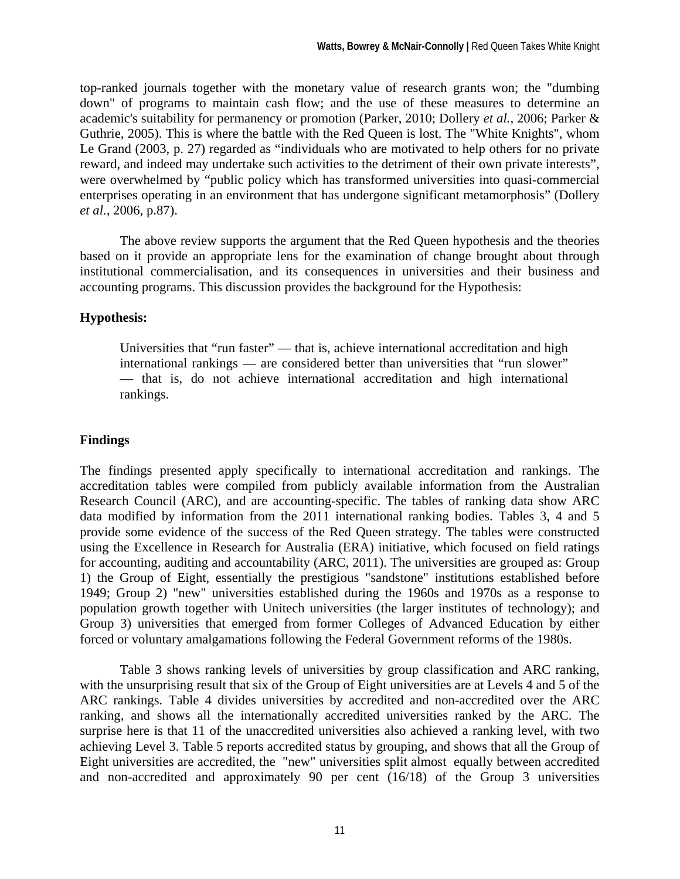top-ranked journals together with the monetary value of research grants won; the "dumbing down" of programs to maintain cash flow; and the use of these measures to determine an academic's suitability for permanency or promotion (Parker, 2010; Dollery *et al.*, 2006; Parker & Guthrie, 2005). This is where the battle with the Red Queen is lost. The "White Knights", whom Le Grand (2003, p. 27) regarded as "individuals who are motivated to help others for no private reward, and indeed may undertake such activities to the detriment of their own private interests", were overwhelmed by "public policy which has transformed universities into quasi-commercial enterprises operating in an environment that has undergone significant metamorphosis" (Dollery *et al.*, 2006, p.87).

The above review supports the argument that the Red Queen hypothesis and the theories based on it provide an appropriate lens for the examination of change brought about through institutional commercialisation, and its consequences in universities and their business and accounting programs. This discussion provides the background for the Hypothesis:

**Hypothesis:**

> Universities that "run faster" — that is, achieve international accreditation and high international rankings — are considered better than universities that "run slower" — that is, do not achieve international accreditation and high international rankings.

## Findings

The findings presented apply specifically to international accreditation and rankings. The accreditation tables were compiled from publicly available information from the Australian Research Council (ARC), and are accounting-specific. The tables of ranking data show ARC data modified by information from the 2011 international ranking bodies. Tables 3, 4 and 5 provide some evidence of the success of the Red Queen strategy. The tables were constructed using the Excellence in Research for Australia (ERA) initiative, which focused on field ratings for accounting, auditing and accountability (ARC, 2011). The universities are grouped as: Group 1) the Group of Eight, essentially the prestigious "sandstone" institutions established before 1949; Group 2) "new" universities established during the 1960s and 1970s as a response to population growth together with Unitech universities (the larger institutes of technology); and Group 3) universities that emerged from former Colleges of Advanced Education by either forced or voluntary amalgamations following the Federal Government reforms of the 1980s.

Table 3 shows ranking levels of universities by group classification and ARC ranking, with the unsurprising result that six of the Group of Eight universities are at Levels 4 and 5 of the ARC rankings. Table 4 divides universities by accredited and non-accredited over the ARC ranking, and shows all the internationally accredited universities ranked by the ARC. The surprise here is that 11 of the unaccredited universities also achieved a ranking level, with two achieving Level 3. Table 5 reports accredited status by grouping, and shows that all the Group of Eight universities are accredited, the "new" universities split almost equally between accredited and non-accredited and approximately 90 per cent (16/18) of the Group 3 universities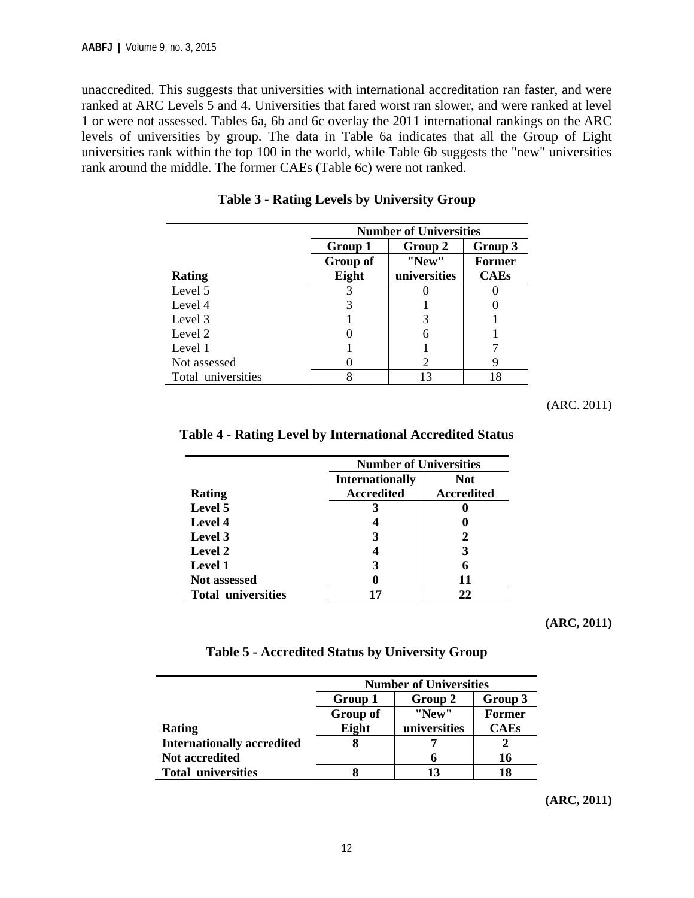unaccredited. This suggests that universities with international accreditation ran faster, and were ranked at ARC Levels 5 and 4. Universities that fared worst ran slower, and were ranked at level 1 or were not assessed. Tables 6a, 6b and 6c overlay the 2011 international rankings on the ARC levels of universities by group. The data in Table 6a indicates that all the Group of Eight universities rank within the top 100 in the world, while Table 6b suggests the "new" universities rank around the middle. The former CAEs (Table 6c) were not ranked.

**Table 3 - Rating Levels by University Group**

| | Number of Universities | | |
|---|---|---|---|
| | Group 1 | Group 2 | Group 3 |
| Rating | Group of Eight | "New" universities | Former CAEs |
| Level 5 | 3 | 0 | 0 |
| Level 4 | 3 | 1 | 0 |
| Level 3 | 1 | 3 | 1 |
| Level 2 | 0 | 6 | 1 |
| Level 1 | 1 | 1 | 7 |
| Not assessed | 0 | 2 | 9 |
| Total universities | 8 | 13 | 18 |

(ARC. 2011)

**Table 4 - Rating Level by International Accredited Status**

| | Number of Universities | |
|---|---|---|
| **Rating** | **Internationally Accredited** | **Not Accredited** |
| **Level 5** | **3** | **0** |
| **Level 4** | **4** | **0** |
| **Level 3** | **3** | **2** |
| **Level 2** | **4** | **3** |
| **Level 1** | **3** | **6** |
| **Not assessed** | **0** | **11** |
| **Total universities** | **17** | **22** |

**(ARC, 2011)**

**Table 5 - Accredited Status by University Group**

| | Number of Universities | | |
|---|---|---|---|
| | **Group 1** | **Group 2** | **Group 3** |
| **Rating** | **Group of Eight** | **"New" universities** | **Former CAEs** |
| **Internationally accredited** | **8** | **7** | **2** |
| **Not accredited** | | **6** | **16** |
| **Total universities** | **8** | **13** | **18** |

**(ARC, 2011)**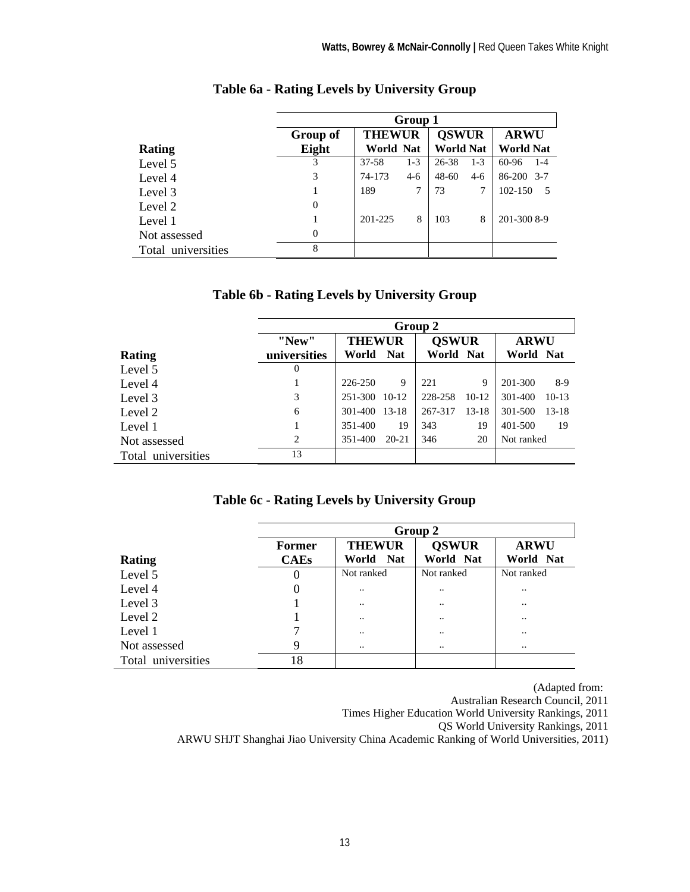### Table 6a - Rating Levels by University Group

| Rating | Group 1 | | | | | | |
|---|---|---|---|---|---|---|---|
| | Group of Eight | THEWUR World | THEWUR Nat | QSWUR World | QSWUR Nat | ARWU World | ARWU Nat |
| Level 5 | 3 | 37-58 | 1-3 | 26-38 | 1-3 | 60-96 | 1-4 |
| Level 4 | 3 | 74-173 | 4-6 | 48-60 | 4-6 | 86-200 | 3-7 |
| Level 3 | 1 | 189 | 7 | 73 | 7 | 102-150 | 5 |
| Level 2 | 0 | | | | | | |
| Level 1 | 1 | 201-225 | 8 | 103 | 8 | 201-300 | 8-9 |
| Not assessed | 0 | | | | | | |
| Total universities | 8 | | | | | | |

### Table 6b - Rating Levels by University Group

| Rating | Group 2 | | | | | | |
|---|---|---|---|---|---|---|---|
| | "New" universities | THEWUR World | THEWUR Nat | QSWUR World | QSWUR Nat | ARWU World | ARWU Nat |
| Level 5 | 0 | | | | | | |
| Level 4 | 1 | 226-250 | 9 | 221 | 9 | 201-300 | 8-9 |
| Level 3 | 3 | 251-300 | 10-12 | 228-258 | 10-12 | 301-400 | 10-13 |
| Level 2 | 6 | 301-400 | 13-18 | 267-317 | 13-18 | 301-500 | 13-18 |
| Level 1 | 1 | 351-400 | 19 | 343 | 19 | 401-500 | 19 |
| Not assessed | 2 | 351-400 | 20-21 | 346 | 20 | Not ranked | |
| Total universities | 13 | | | | | | |

### Table 6c - Rating Levels by University Group

| Rating | Group 2 | | | | | | |
|---|---|---|---|---|---|---|---|
| | Former CAEs | THEWUR World | THEWUR Nat | QSWUR World | QSWUR Nat | ARWU World | ARWU Nat |
| Level 5 | 0 | Not ranked | | Not ranked | | Not ranked | |
| Level 4 | 0 | .. | | .. | | .. | |
| Level 3 | 1 | .. | | .. | | .. | |
| Level 2 | 1 | .. | | .. | | .. | |
| Level 1 | 7 | .. | | .. | | .. | |
| Not assessed | 9 | .. | | .. | | .. | |
| Total universities | 18 | | | | | | |

(Adapted from:
Australian Research Council, 2011
Times Higher Education World University Rankings, 2011
QS World University Rankings, 2011
ARWU SHJT Shanghai Jiao University China Academic Ranking of World Universities, 2011)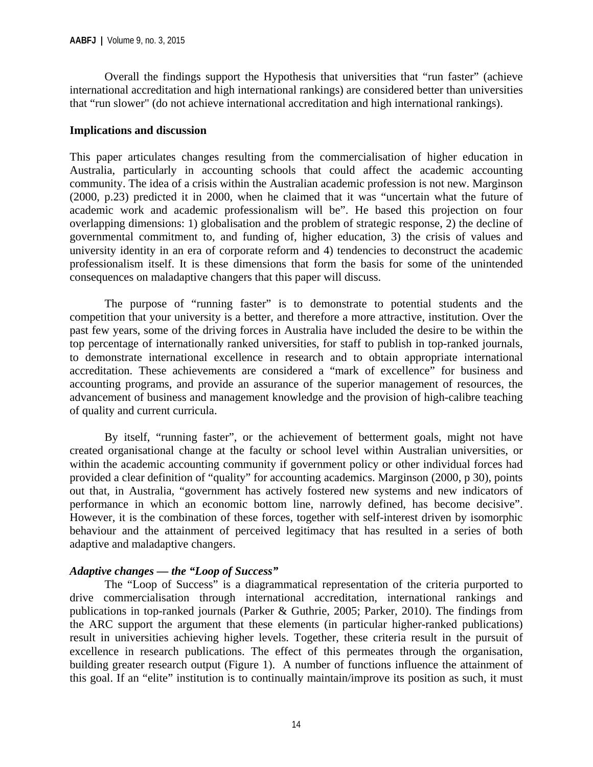Overall the findings support the Hypothesis that universities that "run faster" (achieve international accreditation and high international rankings) are considered better than universities that "run slower" (do not achieve international accreditation and high international rankings).

**Implications and discussion**

This paper articulates changes resulting from the commercialisation of higher education in Australia, particularly in accounting schools that could affect the academic accounting community. The idea of a crisis within the Australian academic profession is not new. Marginson (2000, p.23) predicted it in 2000, when he claimed that it was "uncertain what the future of academic work and academic professionalism will be". He based this projection on four overlapping dimensions: 1) globalisation and the problem of strategic response, 2) the decline of governmental commitment to, and funding of, higher education, 3) the crisis of values and university identity in an era of corporate reform and 4) tendencies to deconstruct the academic professionalism itself. It is these dimensions that form the basis for some of the unintended consequences on maladaptive changers that this paper will discuss.

The purpose of "running faster" is to demonstrate to potential students and the competition that your university is a better, and therefore a more attractive, institution. Over the past few years, some of the driving forces in Australia have included the desire to be within the top percentage of internationally ranked universities, for staff to publish in top-ranked journals, to demonstrate international excellence in research and to obtain appropriate international accreditation. These achievements are considered a "mark of excellence" for business and accounting programs, and provide an assurance of the superior management of resources, the advancement of business and management knowledge and the provision of high-calibre teaching of quality and current curricula.

By itself, "running faster", or the achievement of betterment goals, might not have created organisational change at the faculty or school level within Australian universities, or within the academic accounting community if government policy or other individual forces had provided a clear definition of "quality" for accounting academics. Marginson (2000, p 30), points out that, in Australia, "government has actively fostered new systems and new indicators of performance in which an economic bottom line, narrowly defined, has become decisive". However, it is the combination of these forces, together with self-interest driven by isomorphic behaviour and the attainment of perceived legitimacy that has resulted in a series of both adaptive and maladaptive changers.

***Adaptive changes — the "Loop of Success"***

The "Loop of Success" is a diagrammatical representation of the criteria purported to drive commercialisation through international accreditation, international rankings and publications in top-ranked journals (Parker & Guthrie, 2005; Parker, 2010). The findings from the ARC support the argument that these elements (in particular higher-ranked publications) result in universities achieving higher levels. Together, these criteria result in the pursuit of excellence in research publications. The effect of this permeates through the organisation, building greater research output (Figure 1). A number of functions influence the attainment of this goal. If an "elite" institution is to continually maintain/improve its position as such, it must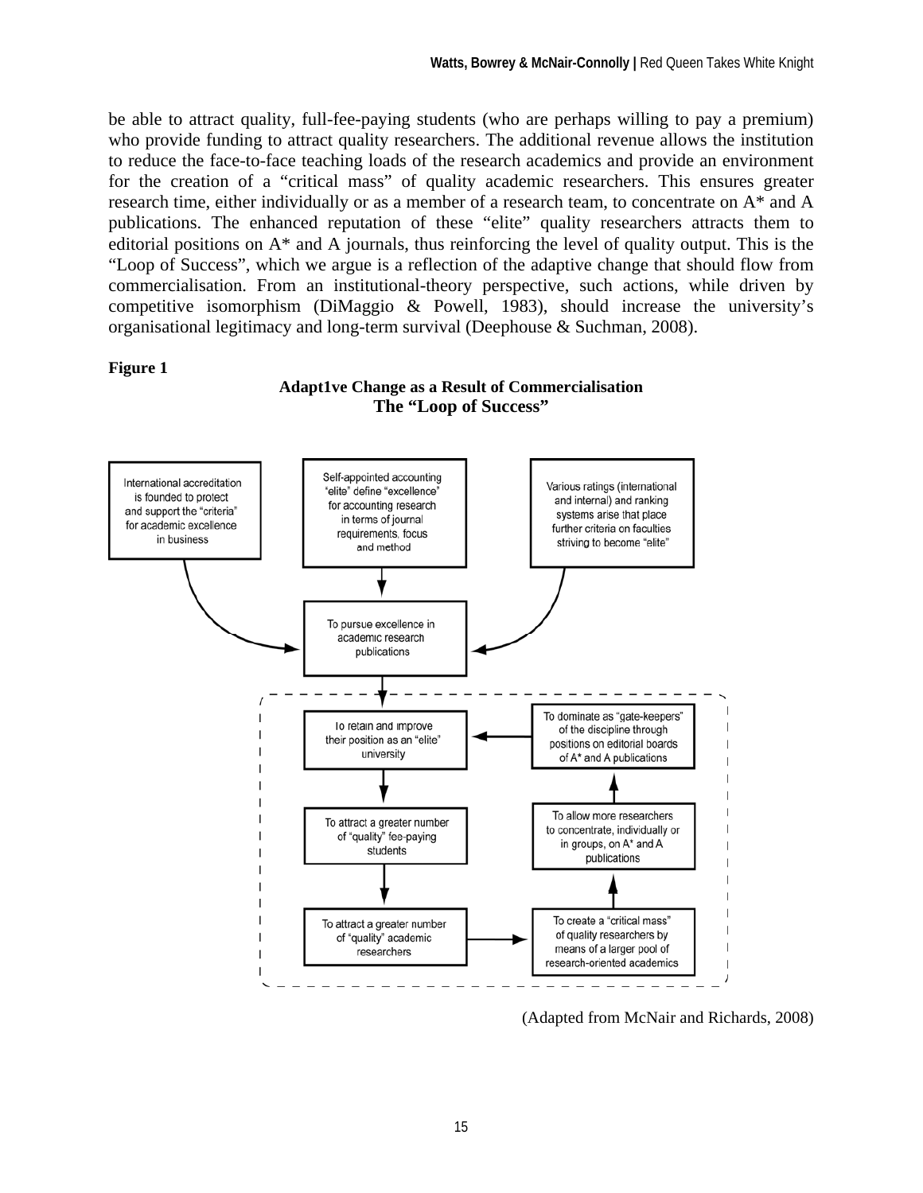be able to attract quality, full-fee-paying students (who are perhaps willing to pay a premium) who provide funding to attract quality researchers. The additional revenue allows the institution to reduce the face-to-face teaching loads of the research academics and provide an environment for the creation of a "critical mass" of quality academic researchers. This ensures greater research time, either individually or as a member of a research team, to concentrate on A* and A publications. The enhanced reputation of these "elite" quality researchers attracts them to editorial positions on A* and A journals, thus reinforcing the level of quality output. This is the "Loop of Success", which we argue is a reflection of the adaptive change that should flow from commercialisation. From an institutional-theory perspective, such actions, while driven by competitive isomorphism (DiMaggio & Powell, 1983), should increase the university's organisational legitimacy and long-term survival (Deephouse & Suchman, 2008).

**Figure 1**

**Adapt1ve Change as a Result of Commercialisation**
**The "Loop of Success"**

International accreditation is founded to protect and support the "criteria" for academic excellence in business

Self-appointed accounting "elite" define "excellence" for accounting research in terms of journal requirements, focus and method

Various ratings (international and internal) and ranking systems arise that place further criteria on faculties striving to become "elite"

To pursue excellence in academic research publications

To retain and improve their position as an "elite" university

To attract a greater number of "quality" fee-paying students

To attract a greater number of "quality" academic researchers

To create a "critical mass" of quality researchers by means of a larger pool of research-oriented academics

To allow more researchers to concentrate, individually or in groups, on A* and A publications

To dominate as "gate-keepers" of the discipline through positions on editorial boards of A* and A publications

(Adapted from McNair and Richards, 2008)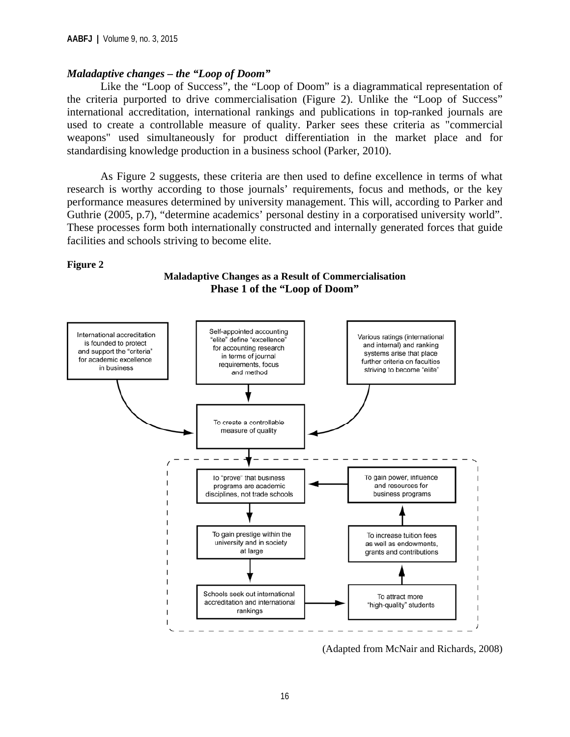***Maladaptive changes – the "Loop of Doom"***

Like the "Loop of Success", the "Loop of Doom" is a diagrammatical representation of the criteria purported to drive commercialisation (Figure 2). Unlike the "Loop of Success" international accreditation, international rankings and publications in top-ranked journals are used to create a controllable measure of quality. Parker sees these criteria as "commercial weapons" used simultaneously for product differentiation in the market place and for standardising knowledge production in a business school (Parker, 2010).

As Figure 2 suggests, these criteria are then used to define excellence in terms of what research is worthy according to those journals' requirements, focus and methods, or the key performance measures determined by university management. This will, according to Parker and Guthrie (2005, p.7), "determine academics' personal destiny in a corporatised university world". These processes form both internationally constructed and internally generated forces that guide facilities and schools striving to become elite.

**Figure 2**

**Maladaptive Changes as a Result of Commercialisation**
**Phase 1 of the "Loop of Doom"**

International accreditation is founded to protect and support the "criteria" for academic excellence in business

Self-appointed accounting "elite" define "excellence" for accounting research in terms of journal requirements, focus and method

Various ratings (international and internal) and ranking systems arise that place further criteria on faculties striving to become "elite"

To create a controllable measure of quality

To "prove" that business programs are academic disciplines, not trade schools

To gain prestige within the university and in society at large

Schools seek out international accreditation and international rankings

To attract more "high-quality" students

To increase tuition fees as well as endowments, grants and contributions

To gain power, influence and resources for business programs

(Adapted from McNair and Richards, 2008)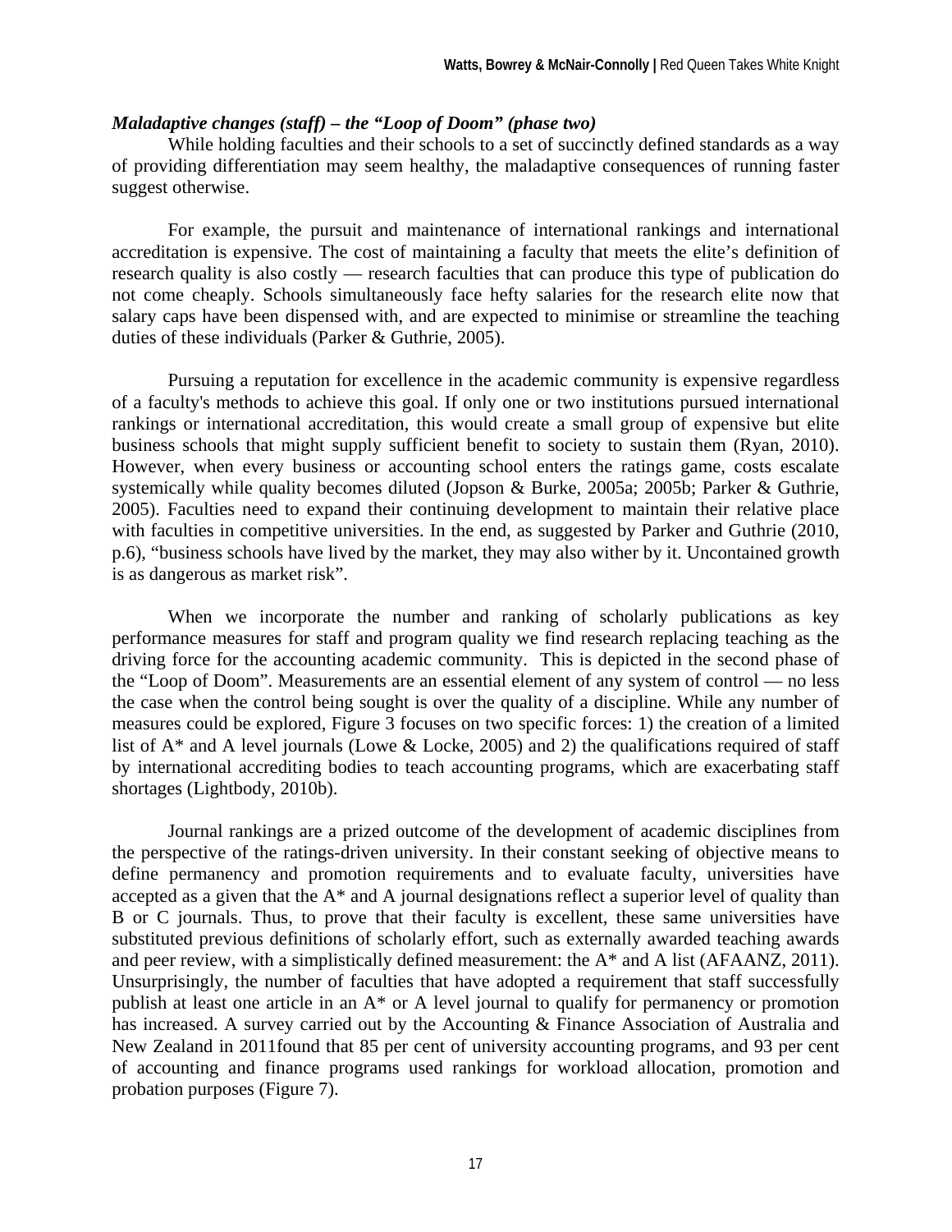### *Maladaptive changes (staff) – the "Loop of Doom" (phase two)*

While holding faculties and their schools to a set of succinctly defined standards as a way of providing differentiation may seem healthy, the maladaptive consequences of running faster suggest otherwise.

For example, the pursuit and maintenance of international rankings and international accreditation is expensive. The cost of maintaining a faculty that meets the elite's definition of research quality is also costly — research faculties that can produce this type of publication do not come cheaply. Schools simultaneously face hefty salaries for the research elite now that salary caps have been dispensed with, and are expected to minimise or streamline the teaching duties of these individuals (Parker & Guthrie, 2005).

Pursuing a reputation for excellence in the academic community is expensive regardless of a faculty's methods to achieve this goal. If only one or two institutions pursued international rankings or international accreditation, this would create a small group of expensive but elite business schools that might supply sufficient benefit to society to sustain them (Ryan, 2010). However, when every business or accounting school enters the ratings game, costs escalate systemically while quality becomes diluted (Jopson & Burke, 2005a; 2005b; Parker & Guthrie, 2005). Faculties need to expand their continuing development to maintain their relative place with faculties in competitive universities. In the end, as suggested by Parker and Guthrie (2010, p.6), "business schools have lived by the market, they may also wither by it. Uncontained growth is as dangerous as market risk".

When we incorporate the number and ranking of scholarly publications as key performance measures for staff and program quality we find research replacing teaching as the driving force for the accounting academic community. This is depicted in the second phase of the "Loop of Doom". Measurements are an essential element of any system of control — no less the case when the control being sought is over the quality of a discipline. While any number of measures could be explored, Figure 3 focuses on two specific forces: 1) the creation of a limited list of A* and A level journals (Lowe & Locke, 2005) and 2) the qualifications required of staff by international accrediting bodies to teach accounting programs, which are exacerbating staff shortages (Lightbody, 2010b).

Journal rankings are a prized outcome of the development of academic disciplines from the perspective of the ratings-driven university. In their constant seeking of objective means to define permanency and promotion requirements and to evaluate faculty, universities have accepted as a given that the A* and A journal designations reflect a superior level of quality than B or C journals. Thus, to prove that their faculty is excellent, these same universities have substituted previous definitions of scholarly effort, such as externally awarded teaching awards and peer review, with a simplistically defined measurement: the A* and A list (AFAANZ, 2011). Unsurprisingly, the number of faculties that have adopted a requirement that staff successfully publish at least one article in an A* or A level journal to qualify for permanency or promotion has increased. A survey carried out by the Accounting & Finance Association of Australia and New Zealand in 2011found that 85 per cent of university accounting programs, and 93 per cent of accounting and finance programs used rankings for workload allocation, promotion and probation purposes (Figure 7).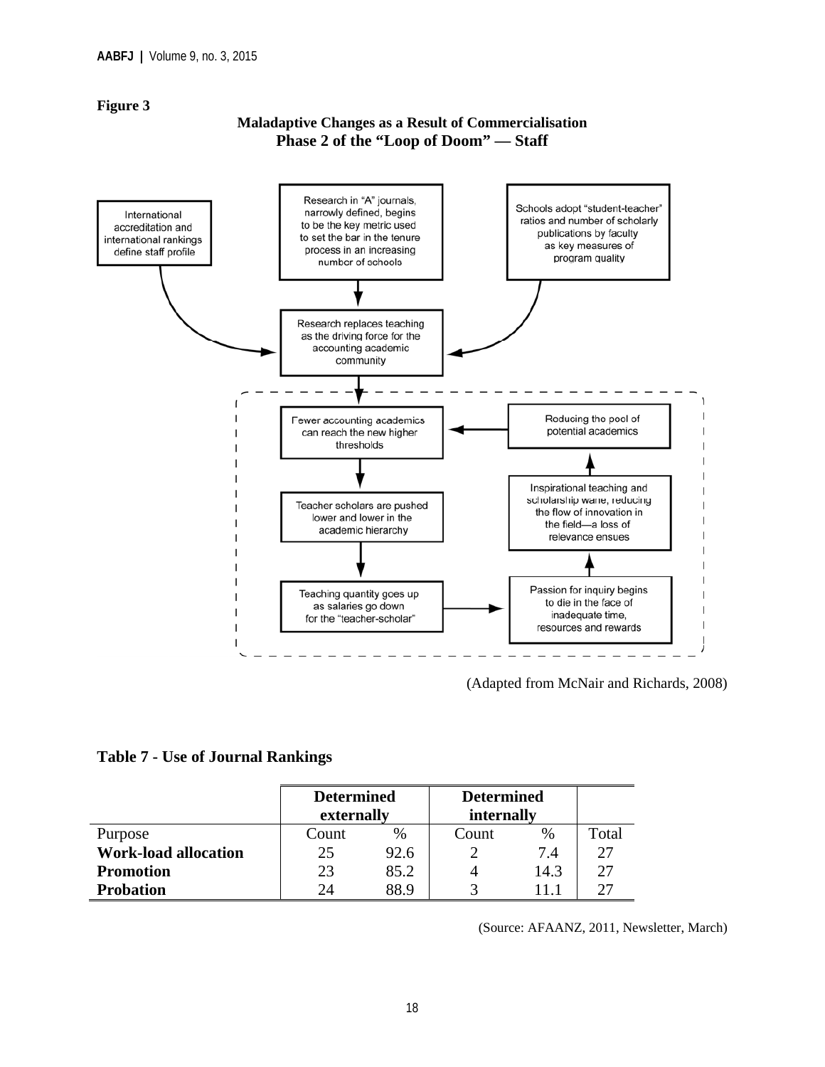**Figure 3**

**Maladaptive Changes as a Result of Commercialisation**
**Phase 2 of the "Loop of Doom" — Staff**

International accreditation and international rankings define staff profile

Research in "A" journals, narrowly defined, begins to be the key metric used to set the bar in the tenure process in an increasing number of schools

Schools adopt "student-teacher" ratios and number of scholarly publications by faculty as key measures of program quality

Research replaces teaching as the driving force for the accounting academic community

Fewer accounting academics can reach the new higher thresholds

Reducing the pool of potential academics

Teacher scholars are pushed lower and lower in the academic hierarchy

Inspirational teaching and scholarship wane, reducing the flow of innovation in the field—a loss of relevance ensues

Teaching quantity goes up as salaries go down for the "teacher-scholar"

Passion for inquiry begins to die in the face of inadequate time, resources and rewards

(Adapted from McNair and Richards, 2008)

**Table 7 - Use of Journal Rankings**

| | **Determined externally** | | **Determined internally** | | |
|---|---|---|---|---|---|
| Purpose | Count | % | Count | % | Total |
| **Work-load allocation** | 25 | 92.6 | 2 | 7.4 | 27 |
| **Promotion** | 23 | 85.2 | 4 | 14.3 | 27 |
| **Probation** | 24 | 88.9 | 3 | 11.1 | 27 |

(Source: AFAANZ, 2011, Newsletter, March)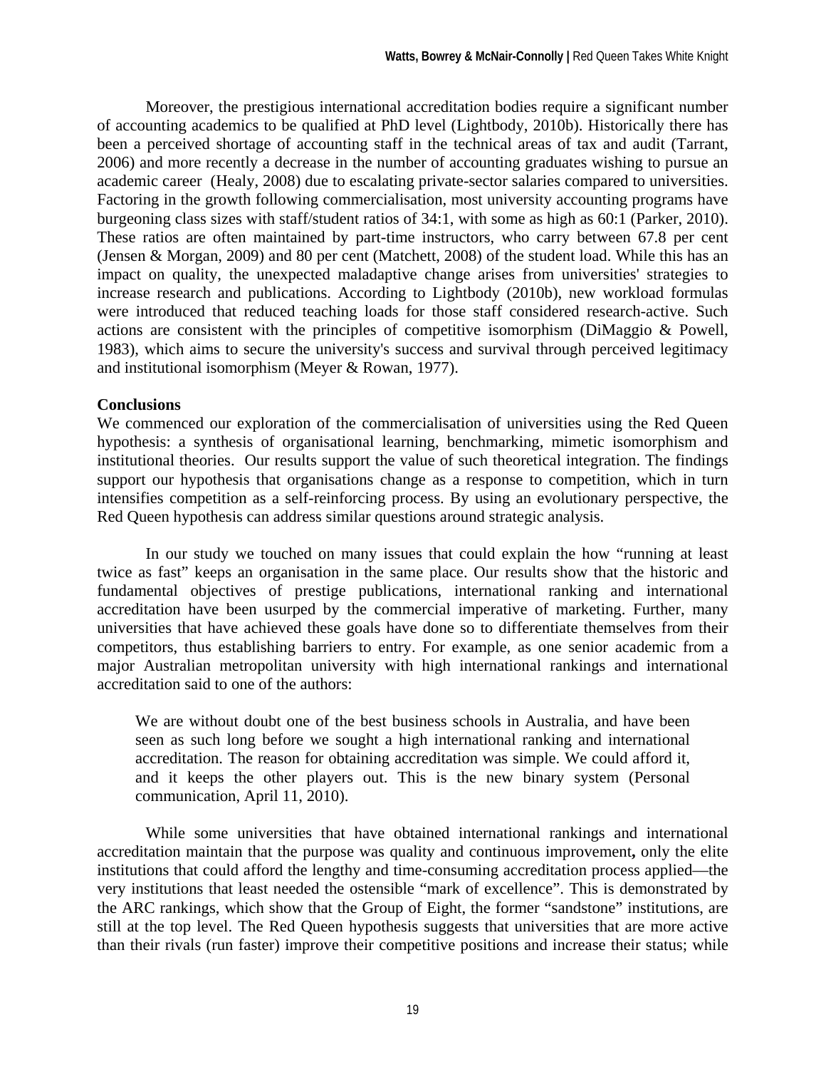Moreover, the prestigious international accreditation bodies require a significant number of accounting academics to be qualified at PhD level (Lightbody, 2010b). Historically there has been a perceived shortage of accounting staff in the technical areas of tax and audit (Tarrant, 2006) and more recently a decrease in the number of accounting graduates wishing to pursue an academic career (Healy, 2008) due to escalating private-sector salaries compared to universities. Factoring in the growth following commercialisation, most university accounting programs have burgeoning class sizes with staff/student ratios of 34:1, with some as high as 60:1 (Parker, 2010). These ratios are often maintained by part-time instructors, who carry between 67.8 per cent (Jensen & Morgan, 2009) and 80 per cent (Matchett, 2008) of the student load. While this has an impact on quality, the unexpected maladaptive change arises from universities' strategies to increase research and publications. According to Lightbody (2010b), new workload formulas were introduced that reduced teaching loads for those staff considered research-active. Such actions are consistent with the principles of competitive isomorphism (DiMaggio & Powell, 1983), which aims to secure the university's success and survival through perceived legitimacy and institutional isomorphism (Meyer & Rowan, 1977).

**Conclusions**

We commenced our exploration of the commercialisation of universities using the Red Queen hypothesis: a synthesis of organisational learning, benchmarking, mimetic isomorphism and institutional theories. Our results support the value of such theoretical integration. The findings support our hypothesis that organisations change as a response to competition, which in turn intensifies competition as a self-reinforcing process. By using an evolutionary perspective, the Red Queen hypothesis can address similar questions around strategic analysis.

In our study we touched on many issues that could explain the how "running at least twice as fast" keeps an organisation in the same place. Our results show that the historic and fundamental objectives of prestige publications, international ranking and international accreditation have been usurped by the commercial imperative of marketing. Further, many universities that have achieved these goals have done so to differentiate themselves from their competitors, thus establishing barriers to entry. For example, as one senior academic from a major Australian metropolitan university with high international rankings and international accreditation said to one of the authors:

> We are without doubt one of the best business schools in Australia, and have been seen as such long before we sought a high international ranking and international accreditation. The reason for obtaining accreditation was simple. We could afford it, and it keeps the other players out. This is the new binary system (Personal communication, April 11, 2010).

While some universities that have obtained international rankings and international accreditation maintain that the purpose was quality and continuous improvement**,** only the elite institutions that could afford the lengthy and time-consuming accreditation process applied—the very institutions that least needed the ostensible "mark of excellence". This is demonstrated by the ARC rankings, which show that the Group of Eight, the former "sandstone" institutions, are still at the top level. The Red Queen hypothesis suggests that universities that are more active than their rivals (run faster) improve their competitive positions and increase their status; while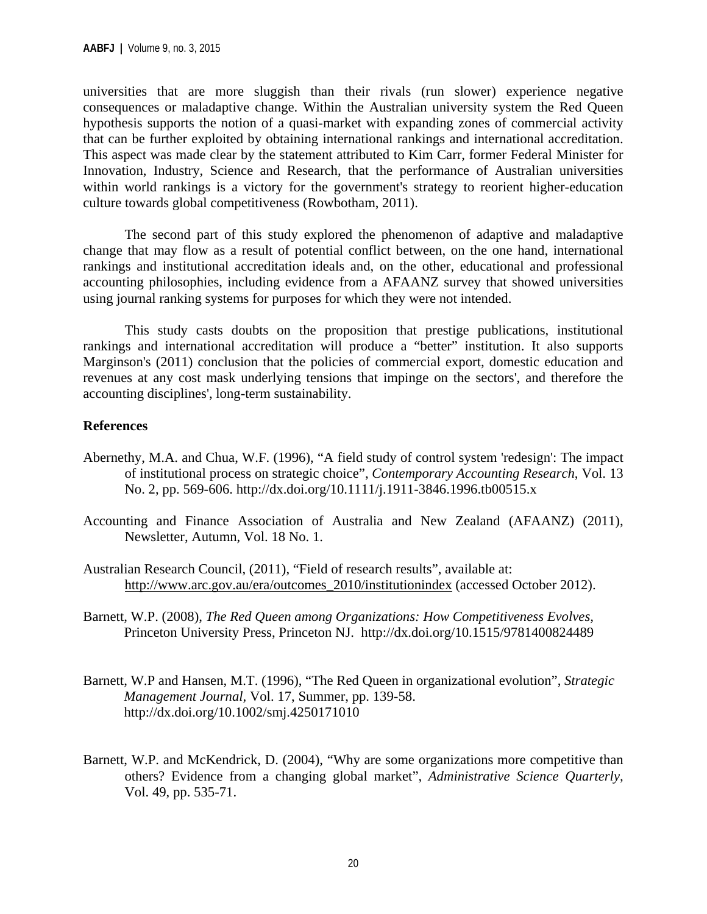universities that are more sluggish than their rivals (run slower) experience negative consequences or maladaptive change. Within the Australian university system the Red Queen hypothesis supports the notion of a quasi-market with expanding zones of commercial activity that can be further exploited by obtaining international rankings and international accreditation. This aspect was made clear by the statement attributed to Kim Carr, former Federal Minister for Innovation, Industry, Science and Research, that the performance of Australian universities within world rankings is a victory for the government's strategy to reorient higher-education culture towards global competitiveness (Rowbotham, 2011).

The second part of this study explored the phenomenon of adaptive and maladaptive change that may flow as a result of potential conflict between, on the one hand, international rankings and institutional accreditation ideals and, on the other, educational and professional accounting philosophies, including evidence from a AFAANZ survey that showed universities using journal ranking systems for purposes for which they were not intended.

This study casts doubts on the proposition that prestige publications, institutional rankings and international accreditation will produce a "better" institution. It also supports Marginson's (2011) conclusion that the policies of commercial export, domestic education and revenues at any cost mask underlying tensions that impinge on the sectors', and therefore the accounting disciplines', long-term sustainability.

## References

Abernethy, M.A. and Chua, W.F. (1996), "A field study of control system 'redesign': The impact of institutional process on strategic choice", *Contemporary Accounting Research*, Vol. 13 No. 2, pp. 569-606. http://dx.doi.org/10.1111/j.1911-3846.1996.tb00515.x

Accounting and Finance Association of Australia and New Zealand (AFAANZ) (2011), Newsletter, Autumn, Vol. 18 No. 1.

Australian Research Council, (2011), "Field of research results", available at: http://www.arc.gov.au/era/outcomes_2010/institutionindex (accessed October 2012).

Barnett, W.P. (2008), *The Red Queen among Organizations: How Competitiveness Evolves*, Princeton University Press, Princeton NJ. http://dx.doi.org/10.1515/9781400824489

Barnett, W.P and Hansen, M.T. (1996), "The Red Queen in organizational evolution", *Strategic Management Journal*, Vol. 17, Summer, pp. 139-58. http://dx.doi.org/10.1002/smj.4250171010

Barnett, W.P. and McKendrick, D. (2004), "Why are some organizations more competitive than others? Evidence from a changing global market", *Administrative Science Quarterly*, Vol. 49, pp. 535-71.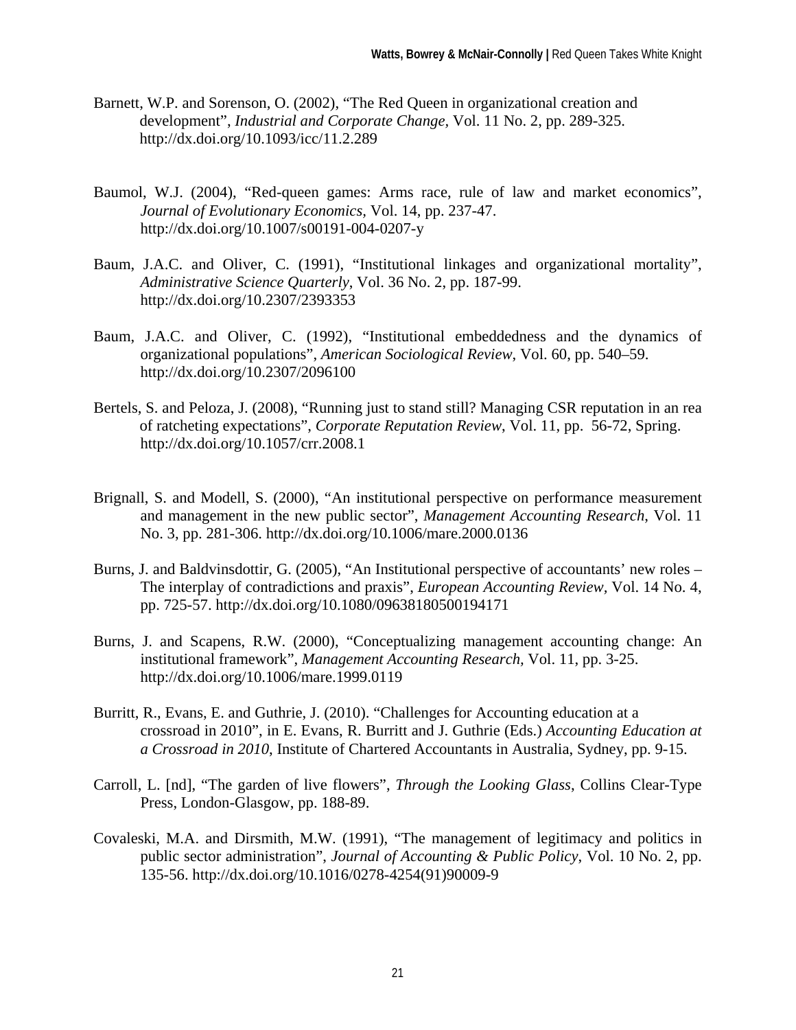Barnett, W.P. and Sorenson, O. (2002), "The Red Queen in organizational creation and development", *Industrial and Corporate Change*, Vol. 11 No. 2, pp. 289-325. http://dx.doi.org/10.1093/icc/11.2.289

Baumol, W.J. (2004), "Red-queen games: Arms race, rule of law and market economics", *Journal of Evolutionary Economics*, Vol. 14, pp. 237-47. http://dx.doi.org/10.1007/s00191-004-0207-y

Baum, J.A.C. and Oliver, C. (1991), "Institutional linkages and organizational mortality", *Administrative Science Quarterly*, Vol. 36 No. 2, pp. 187-99. http://dx.doi.org/10.2307/2393353

Baum, J.A.C. and Oliver, C. (1992), "Institutional embeddedness and the dynamics of organizational populations", *American Sociological Review*, Vol. 60, pp. 540–59. http://dx.doi.org/10.2307/2096100

Bertels, S. and Peloza, J. (2008), "Running just to stand still? Managing CSR reputation in an rea of ratcheting expectations", *Corporate Reputation Review*, Vol. 11, pp. 56-72, Spring. http://dx.doi.org/10.1057/crr.2008.1

Brignall, S. and Modell, S. (2000), "An institutional perspective on performance measurement and management in the new public sector", *Management Accounting Research*, Vol. 11 No. 3, pp. 281-306. http://dx.doi.org/10.1006/mare.2000.0136

Burns, J. and Baldvinsdottir, G. (2005), "An Institutional perspective of accountants' new roles – The interplay of contradictions and praxis", *European Accounting Review*, Vol. 14 No. 4, pp. 725-57. http://dx.doi.org/10.1080/09638180500194171

Burns, J. and Scapens, R.W. (2000), "Conceptualizing management accounting change: An institutional framework", *Management Accounting Research*, Vol. 11, pp. 3-25. http://dx.doi.org/10.1006/mare.1999.0119

Burritt, R., Evans, E. and Guthrie, J. (2010). "Challenges for Accounting education at a crossroad in 2010", in E. Evans, R. Burritt and J. Guthrie (Eds.) *Accounting Education at a Crossroad in 2010*, Institute of Chartered Accountants in Australia, Sydney, pp. 9-15.

Carroll, L. [nd], "The garden of live flowers", *Through the Looking Glass*, Collins Clear-Type Press, London-Glasgow, pp. 188-89.

Covaleski, M.A. and Dirsmith, M.W. (1991), "The management of legitimacy and politics in public sector administration", *Journal of Accounting & Public Policy*, Vol. 10 No. 2, pp. 135-56. http://dx.doi.org/10.1016/0278-4254(91)90009-9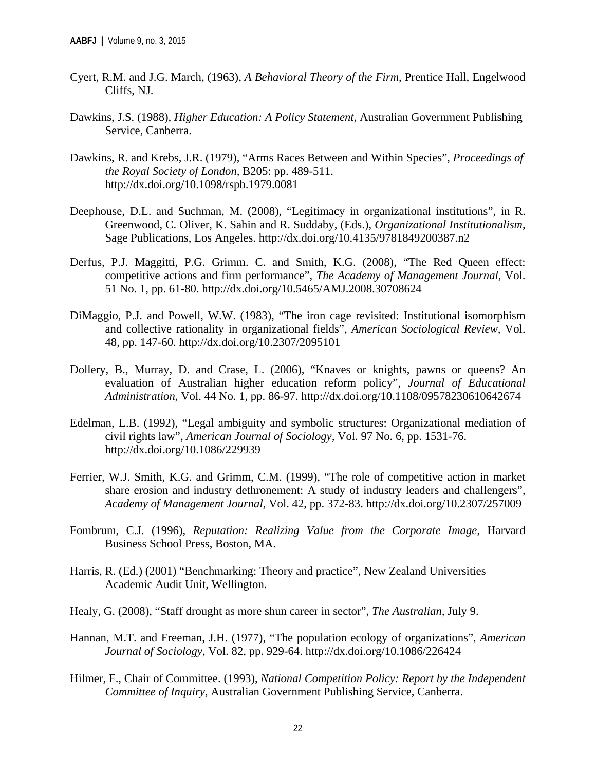Cyert, R.M. and J.G. March, (1963), *A Behavioral Theory of the Firm*, Prentice Hall, Engelwood Cliffs, NJ.

Dawkins, J.S. (1988), *Higher Education: A Policy Statement*, Australian Government Publishing Service, Canberra.

Dawkins, R. and Krebs, J.R. (1979), "Arms Races Between and Within Species", *Proceedings of the Royal Society of London*, B205: pp. 489-511. http://dx.doi.org/10.1098/rspb.1979.0081

Deephouse, D.L. and Suchman, M. (2008), "Legitimacy in organizational institutions", in R. Greenwood, C. Oliver, K. Sahin and R. Suddaby, (Eds.), *Organizational Institutionalism*, Sage Publications, Los Angeles. http://dx.doi.org/10.4135/9781849200387.n2

Derfus, P.J. Maggitti, P.G. Grimm. C. and Smith, K.G. (2008), "The Red Queen effect: competitive actions and firm performance", *The Academy of Management Journal*, Vol. 51 No. 1, pp. 61-80. http://dx.doi.org/10.5465/AMJ.2008.30708624

DiMaggio, P.J. and Powell, W.W. (1983), "The iron cage revisited: Institutional isomorphism and collective rationality in organizational fields", *American Sociological Review*, Vol. 48, pp. 147-60. http://dx.doi.org/10.2307/2095101

Dollery, B., Murray, D. and Crase, L. (2006), "Knaves or knights, pawns or queens? An evaluation of Australian higher education reform policy", *Journal of Educational Administration*, Vol. 44 No. 1, pp. 86-97. http://dx.doi.org/10.1108/09578230610642674

Edelman, L.B. (1992), "Legal ambiguity and symbolic structures: Organizational mediation of civil rights law", *American Journal of Sociology*, Vol. 97 No. 6, pp. 1531-76. http://dx.doi.org/10.1086/229939

Ferrier, W.J. Smith, K.G. and Grimm, C.M. (1999), "The role of competitive action in market share erosion and industry dethronement: A study of industry leaders and challengers", *Academy of Management Journal*, Vol. 42, pp. 372-83. http://dx.doi.org/10.2307/257009

Fombrum, C.J. (1996), *Reputation: Realizing Value from the Corporate Image*, Harvard Business School Press, Boston, MA.

Harris, R. (Ed.) (2001) "Benchmarking: Theory and practice", New Zealand Universities Academic Audit Unit, Wellington.

Healy, G. (2008), "Staff drought as more shun career in sector", *The Australian*, July 9.

Hannan, M.T. and Freeman, J.H. (1977), "The population ecology of organizations", *American Journal of Sociology*, Vol. 82, pp. 929-64. http://dx.doi.org/10.1086/226424

Hilmer, F., Chair of Committee. (1993), *National Competition Policy: Report by the Independent Committee of Inquiry*, Australian Government Publishing Service, Canberra.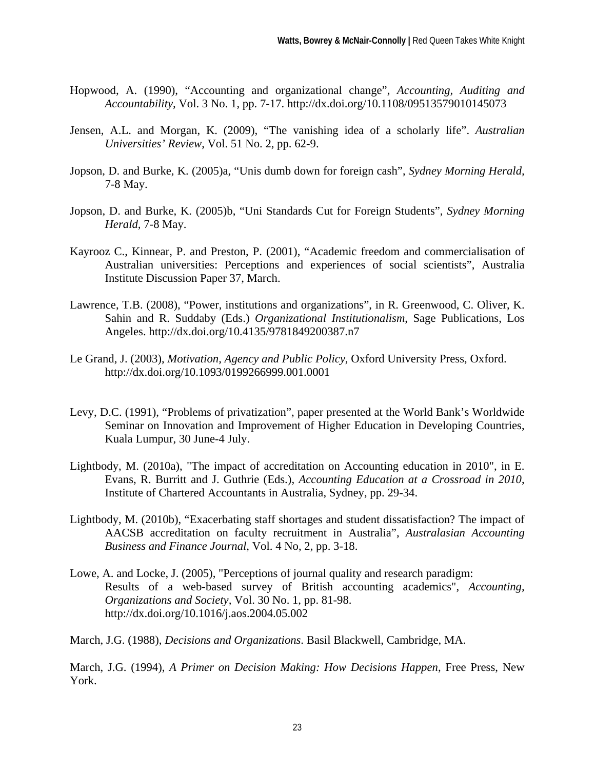Hopwood, A. (1990), “Accounting and organizational change”, *Accounting, Auditing and Accountability*, Vol. 3 No. 1, pp. 7-17. http://dx.doi.org/10.1108/09513579010145073

Jensen, A.L. and Morgan, K. (2009), “The vanishing idea of a scholarly life”. *Australian Universities’ Review*, Vol. 51 No. 2, pp. 62-9.

Jopson, D. and Burke, K. (2005)a, “Unis dumb down for foreign cash”, *Sydney Morning Herald*, 7-8 May.

Jopson, D. and Burke, K. (2005)b, “Uni Standards Cut for Foreign Students”, *Sydney Morning Herald*, 7-8 May.

Kayrooz C., Kinnear, P. and Preston, P. (2001), “Academic freedom and commercialisation of Australian universities: Perceptions and experiences of social scientists”, Australia Institute Discussion Paper 37, March.

Lawrence, T.B. (2008), “Power, institutions and organizations”, in R. Greenwood, C. Oliver, K. Sahin and R. Suddaby (Eds.) *Organizational Institutionalism*, Sage Publications, Los Angeles. http://dx.doi.org/10.4135/9781849200387.n7

Le Grand, J. (2003), *Motivation, Agency and Public Policy*, Oxford University Press, Oxford. http://dx.doi.org/10.1093/0199266999.001.0001

Levy, D.C. (1991), “Problems of privatization”, paper presented at the World Bank’s Worldwide Seminar on Innovation and Improvement of Higher Education in Developing Countries, Kuala Lumpur, 30 June-4 July.

Lightbody, M. (2010a), "The impact of accreditation on Accounting education in 2010", in E. Evans, R. Burritt and J. Guthrie (Eds.), *Accounting Education at a Crossroad in 2010*, Institute of Chartered Accountants in Australia, Sydney, pp. 29-34.

Lightbody, M. (2010b), “Exacerbating staff shortages and student dissatisfaction? The impact of AACSB accreditation on faculty recruitment in Australia”, *Australasian Accounting Business and Finance Journal*, Vol. 4 No, 2, pp. 3-18.

Lowe, A. and Locke, J. (2005), "Perceptions of journal quality and research paradigm: Results of a web-based survey of British accounting academics", *Accounting, Organizations and Society*, Vol. 30 No. 1, pp. 81-98. http://dx.doi.org/10.1016/j.aos.2004.05.002

March, J.G. (1988), *Decisions and Organizations*. Basil Blackwell, Cambridge, MA.

March, J.G. (1994), *A Primer on Decision Making: How Decisions Happen*, Free Press, New York.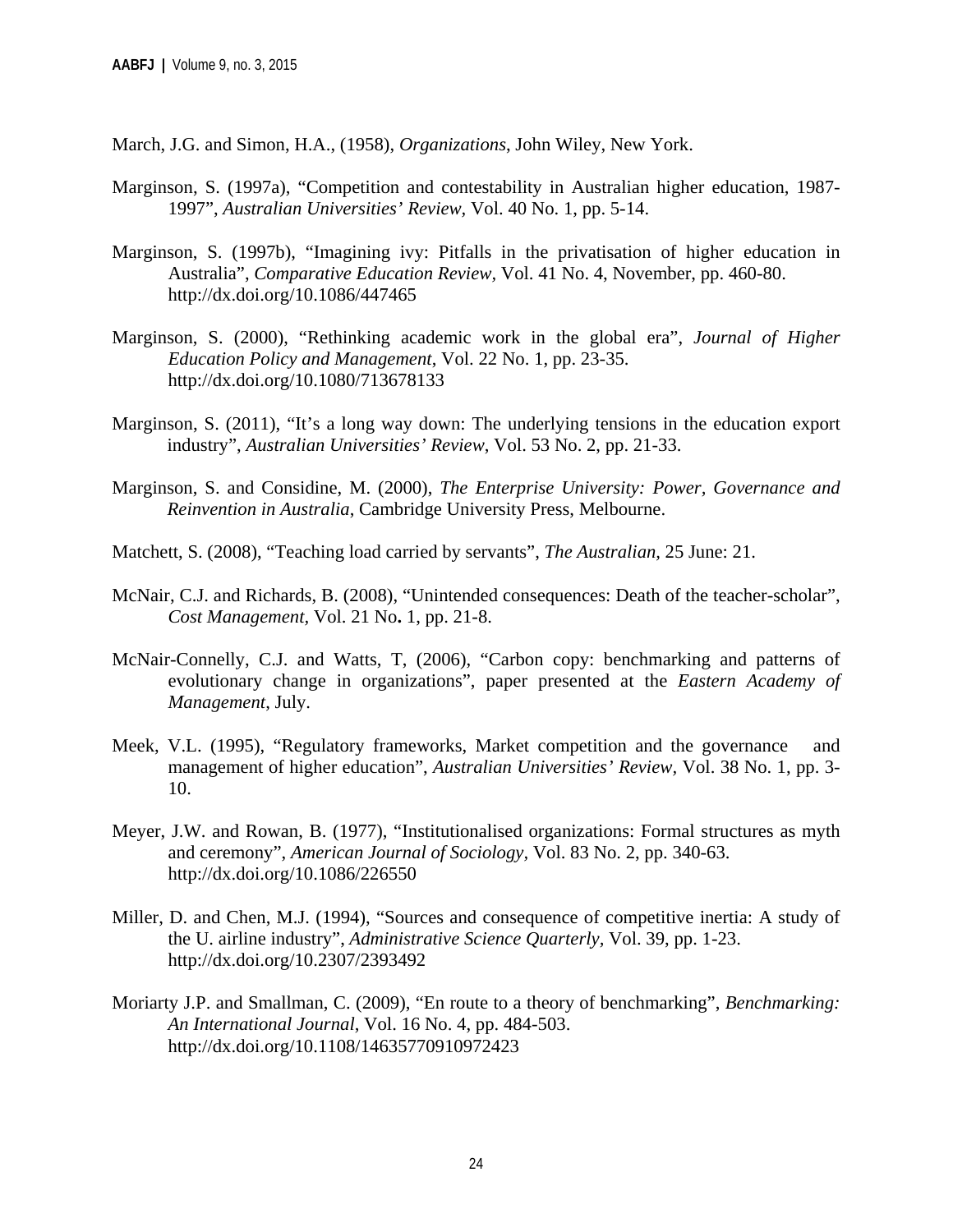March, J.G. and Simon, H.A., (1958), *Organizations*, John Wiley, New York.

Marginson, S. (1997a), "Competition and contestability in Australian higher education, 1987-1997", *Australian Universities' Review*, Vol. 40 No. 1, pp. 5-14.

Marginson, S. (1997b), "Imagining ivy: Pitfalls in the privatisation of higher education in Australia", *Comparative Education Review*, Vol. 41 No. 4, November, pp. 460-80. http://dx.doi.org/10.1086/447465

Marginson, S. (2000), "Rethinking academic work in the global era", *Journal of Higher Education Policy and Management*, Vol. 22 No. 1, pp. 23-35. http://dx.doi.org/10.1080/713678133

Marginson, S. (2011), "It's a long way down: The underlying tensions in the education export industry", *Australian Universities' Review*, Vol. 53 No. 2, pp. 21-33.

Marginson, S. and Considine, M. (2000), *The Enterprise University: Power, Governance and Reinvention in Australia*, Cambridge University Press, Melbourne.

Matchett, S. (2008), "Teaching load carried by servants", *The Australian*, 25 June: 21.

McNair, C.J. and Richards, B. (2008), "Unintended consequences: Death of the teacher-scholar", *Cost Management*, Vol. 21 No**.** 1, pp. 21-8.

McNair-Connelly, C.J. and Watts, T, (2006), "Carbon copy: benchmarking and patterns of evolutionary change in organizations", paper presented at the *Eastern Academy of Management*, July.

Meek, V.L. (1995), "Regulatory frameworks, Market competition and the governance and management of higher education", *Australian Universities' Review*, Vol. 38 No. 1, pp. 3-10.

Meyer, J.W. and Rowan, B. (1977), "Institutionalised organizations: Formal structures as myth and ceremony", *American Journal of Sociology*, Vol. 83 No. 2, pp. 340-63. http://dx.doi.org/10.1086/226550

Miller, D. and Chen, M.J. (1994), "Sources and consequence of competitive inertia: A study of the U. airline industry", *Administrative Science Quarterly*, Vol. 39, pp. 1-23. http://dx.doi.org/10.2307/2393492

Moriarty J.P. and Smallman, C. (2009), "En route to a theory of benchmarking", *Benchmarking: An International Journal*, Vol. 16 No. 4, pp. 484-503. http://dx.doi.org/10.1108/14635770910972423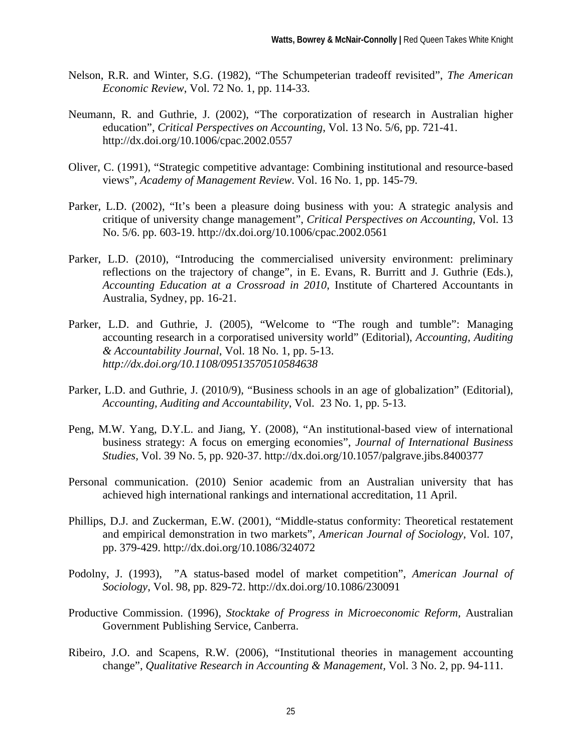Nelson, R.R. and Winter, S.G. (1982), "The Schumpeterian tradeoff revisited", *The American Economic Review*, Vol. 72 No. 1, pp. 114-33.

Neumann, R. and Guthrie, J. (2002), "The corporatization of research in Australian higher education", *Critical Perspectives on Accounting*, Vol. 13 No. 5/6, pp. 721-41. http://dx.doi.org/10.1006/cpac.2002.0557

Oliver, C. (1991), "Strategic competitive advantage: Combining institutional and resource-based views", *Academy of Management Review*. Vol. 16 No. 1, pp. 145-79.

Parker, L.D. (2002), "It's been a pleasure doing business with you: A strategic analysis and critique of university change management", *Critical Perspectives on Accounting*, Vol. 13 No. 5/6. pp. 603-19. http://dx.doi.org/10.1006/cpac.2002.0561

Parker, L.D. (2010), "Introducing the commercialised university environment: preliminary reflections on the trajectory of change", in E. Evans, R. Burritt and J. Guthrie (Eds.), *Accounting Education at a Crossroad in 2010*, Institute of Chartered Accountants in Australia, Sydney, pp. 16-21.

Parker, L.D. and Guthrie, J. (2005), "Welcome to "The rough and tumble": Managing accounting research in a corporatised university world" (Editorial), *Accounting, Auditing & Accountability Journal*, Vol. 18 No. 1, pp. 5-13. *http://dx.doi.org/10.1108/09513570510584638*

Parker, L.D. and Guthrie, J. (2010/9), "Business schools in an age of globalization" (Editorial), *Accounting, Auditing and Accountability*, Vol. 23 No. 1, pp. 5-13.

Peng, M.W. Yang, D.Y.L. and Jiang, Y. (2008), "An institutional-based view of international business strategy: A focus on emerging economies", *Journal of International Business Studies,* Vol. 39 No. 5, pp. 920-37. http://dx.doi.org/10.1057/palgrave.jibs.8400377

Personal communication. (2010) Senior academic from an Australian university that has achieved high international rankings and international accreditation, 11 April.

Phillips, D.J. and Zuckerman, E.W. (2001), "Middle-status conformity: Theoretical restatement and empirical demonstration in two markets", *American Journal of Sociology*, Vol. 107, pp. 379-429. http://dx.doi.org/10.1086/324072

Podolny, J. (1993), "A status-based model of market competition", *American Journal of Sociology*, Vol. 98, pp. 829-72. http://dx.doi.org/10.1086/230091

Productive Commission. (1996), *Stocktake of Progress in Microeconomic Reform,* Australian Government Publishing Service, Canberra.

Ribeiro, J.O. and Scapens, R.W. (2006), "Institutional theories in management accounting change", *Qualitative Research in Accounting & Management,* Vol. 3 No. 2, pp. 94-111.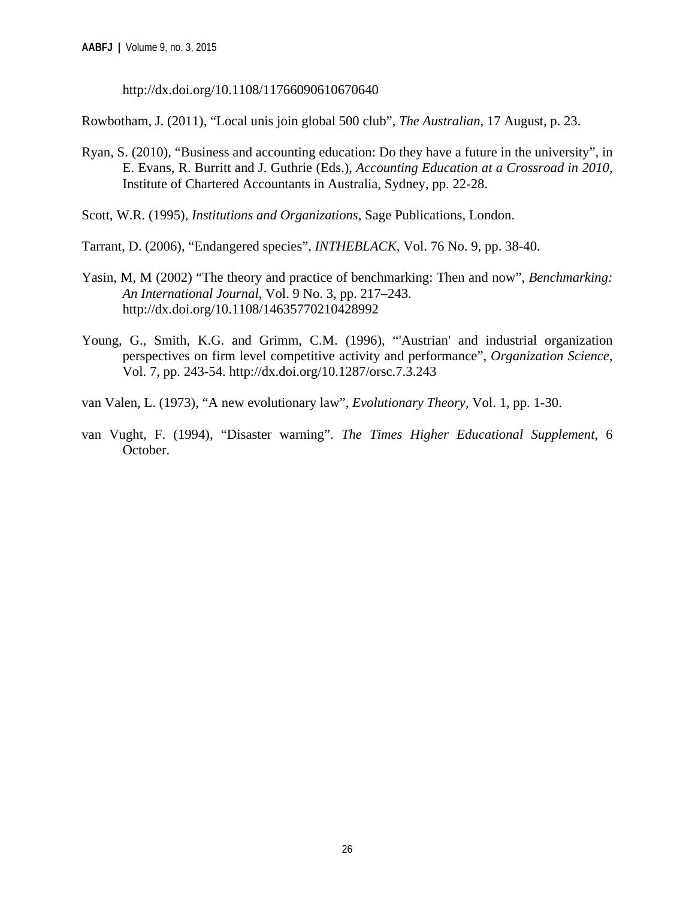http://dx.doi.org/10.1108/11766090610670640

Rowbotham, J. (2011), “Local unis join global 500 club”, *The Australian*, 17 August, p. 23.

Ryan, S. (2010), “Business and accounting education: Do they have a future in the university”, in E. Evans, R. Burritt and J. Guthrie (Eds.), *Accounting Education at a Crossroad in 2010*, Institute of Chartered Accountants in Australia, Sydney, pp. 22-28.

Scott, W.R. (1995), *Institutions and Organizations*, Sage Publications, London.

Tarrant, D. (2006), “Endangered species”, *INTHEBLACK*, Vol. 76 No. 9, pp. 38-40.

Yasin, M, M (2002) “The theory and practice of benchmarking: Then and now”, *Benchmarking: An International Journal*, Vol. 9 No. 3, pp. 217–243. http://dx.doi.org/10.1108/14635770210428992

Young, G., Smith, K.G. and Grimm, C.M. (1996), “'Austrian' and industrial organization perspectives on firm level competitive activity and performance”, *Organization Science*, Vol. 7, pp. 243-54. http://dx.doi.org/10.1287/orsc.7.3.243

van Valen, L. (1973), “A new evolutionary law”, *Evolutionary Theory*, Vol. 1, pp. 1-30.

van Vught, F. (1994), “Disaster warning”. *The Times Higher Educational Supplement*, 6 October.